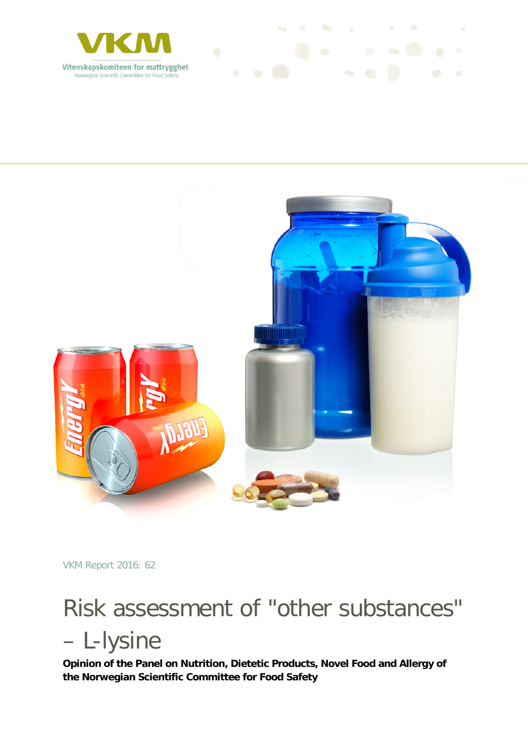VKM

Vitenskapskomiteen for mattrygghet

Norwegian Scientific Committee for Food Safety

VKM Report 2016: 62

# Risk assessment of "other substances" – L-lysine

**Opinion of the Panel on Nutrition, Dietetic Products, Novel Food and Allergy of the Norwegian Scientific Committee for Food Safety**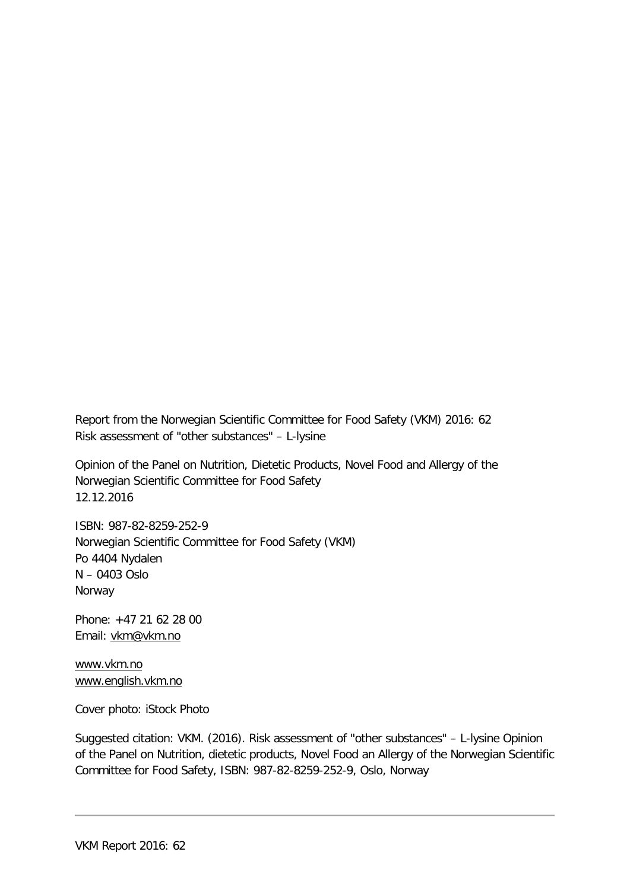Report from the Norwegian Scientific Committee for Food Safety (VKM) 2016: 62
Risk assessment of "other substances" – L-lysine

Opinion of the Panel on Nutrition, Dietetic Products, Novel Food and Allergy of the Norwegian Scientific Committee for Food Safety
12.12.2016

ISBN: 987-82-8259-252-9
Norwegian Scientific Committee for Food Safety (VKM)
Po 4404 Nydalen
N – 0403 Oslo
Norway

Phone: +47 21 62 28 00
Email: vkm@vkm.no

www.vkm.no
www.english.vkm.no

Cover photo: iStock Photo

Suggested citation: VKM. (2016). Risk assessment of "other substances" – L-lysine Opinion of the Panel on Nutrition, dietetic products, Novel Food an Allergy of the Norwegian Scientific Committee for Food Safety, ISBN: 987-82-8259-252-9, Oslo, Norway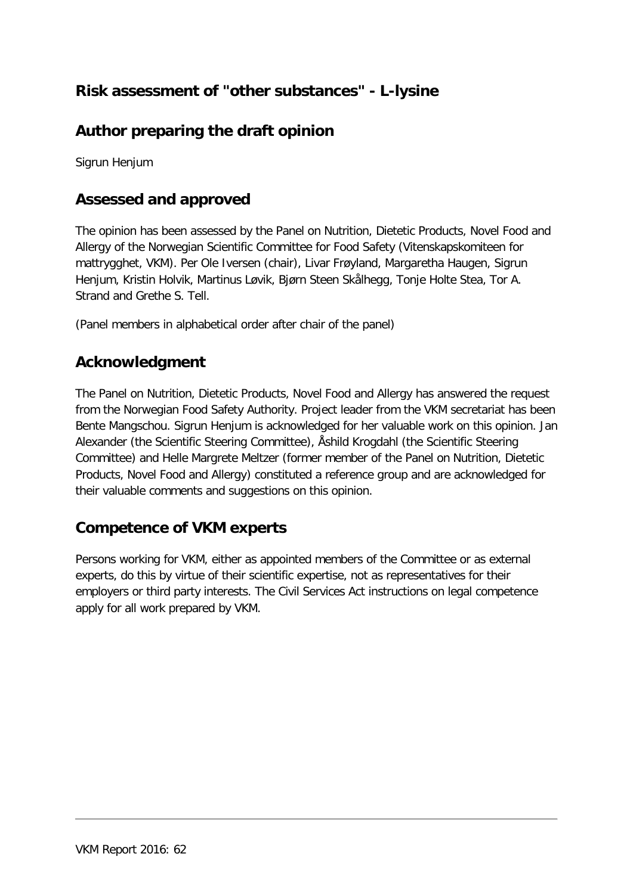## Risk assessment of "other substances" - L-lysine

## Author preparing the draft opinion

Sigrun Henjum

## Assessed and approved

The opinion has been assessed by the Panel on Nutrition, Dietetic Products, Novel Food and Allergy of the Norwegian Scientific Committee for Food Safety (Vitenskapskomiteen for mattrygghet, VKM). Per Ole Iversen (chair), Livar Frøyland, Margaretha Haugen, Sigrun Henjum, Kristin Holvik, Martinus Løvik, Bjørn Steen Skålhegg, Tonje Holte Stea, Tor A. Strand and Grethe S. Tell.

(Panel members in alphabetical order after chair of the panel)

## Acknowledgment

The Panel on Nutrition, Dietetic Products, Novel Food and Allergy has answered the request from the Norwegian Food Safety Authority. Project leader from the VKM secretariat has been Bente Mangschou. Sigrun Henjum is acknowledged for her valuable work on this opinion. Jan Alexander (the Scientific Steering Committee), Åshild Krogdahl (the Scientific Steering Committee) and Helle Margrete Meltzer (former member of the Panel on Nutrition, Dietetic Products, Novel Food and Allergy) constituted a reference group and are acknowledged for their valuable comments and suggestions on this opinion.

## Competence of VKM experts

Persons working for VKM, either as appointed members of the Committee or as external experts, do this by virtue of their scientific expertise, not as representatives for their employers or third party interests. The Civil Services Act instructions on legal competence apply for all work prepared by VKM.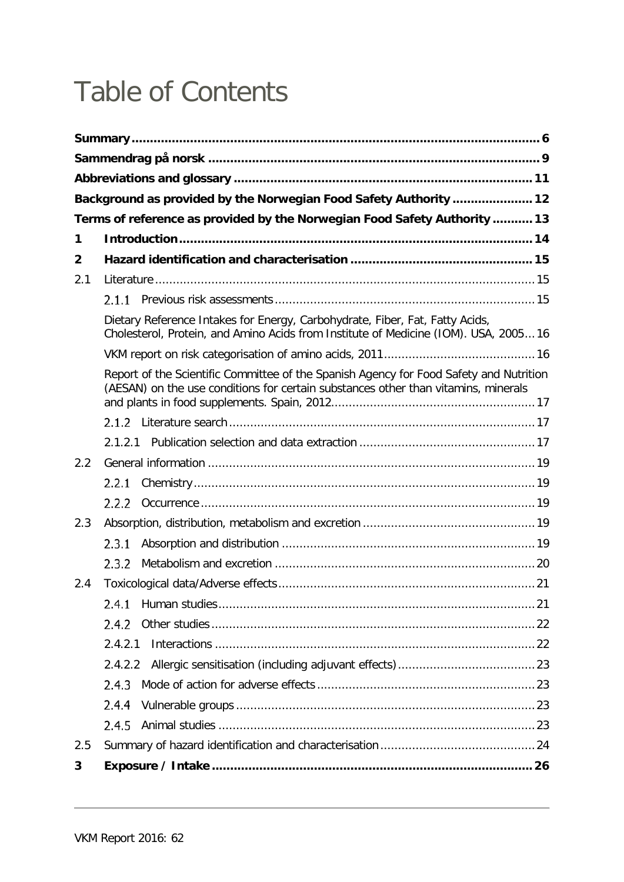# Table of Contents

**Summary** ............................................................................................................. 6

**Sammendrag på norsk** ......................................................................................... 9

**Abbreviations and glossary** ............................................................................... 11

**Background as provided by the Norwegian Food Safety Authority** ..................... 12

**Terms of reference as provided by the Norwegian Food Safety Authority** ........... 13

**1 Introduction** ....................................................................................................... 14

**2 Hazard identification and characterisation** ....................................................... 15

2.1 Literature ............................................................................................................ 15

2.1.1 Previous risk assessments ............................................................................ 15

Dietary Reference Intakes for Energy, Carbohydrate, Fiber, Fat, Fatty Acids, Cholesterol, Protein, and Amino Acids from Institute of Medicine (IOM). USA, 2005 ... 16

VKM report on risk categorisation of amino acids, 2011 ........................................... 16

Report of the Scientific Committee of the Spanish Agency for Food Safety and Nutrition (AESAN) on the use conditions for certain substances other than vitamins, minerals and plants in food supplements. Spain, 2012 ......................................................... 17

2.1.2 Literature search ............................................................................................ 17

2.1.2.1 Publication selection and data extraction .................................................. 17

2.2 General information ............................................................................................ 19

2.2.1 Chemistry ....................................................................................................... 19

2.2.2 Occurrence ..................................................................................................... 19

2.3 Absorption, distribution, metabolism and excretion ............................................ 19

2.3.1 Absorption and distribution ............................................................................ 19

2.3.2 Metabolism and excretion .............................................................................. 20

2.4 Toxicological data/Adverse effects ..................................................................... 21

2.4.1 Human studies ................................................................................................ 21

2.4.2 Other studies .................................................................................................. 22

2.4.2.1 Interactions ................................................................................................. 22

2.4.2.2 Allergic sensitisation (including adjuvant effects) ....................................... 23

2.4.3 Mode of action for adverse effects .................................................................. 23

2.4.4 Vulnerable groups ........................................................................................... 23

2.4.5 Animal studies ................................................................................................. 23

2.5 Summary of hazard identification and characterisation ...................................... 24

**3 Exposure / Intake** ................................................................................................ 26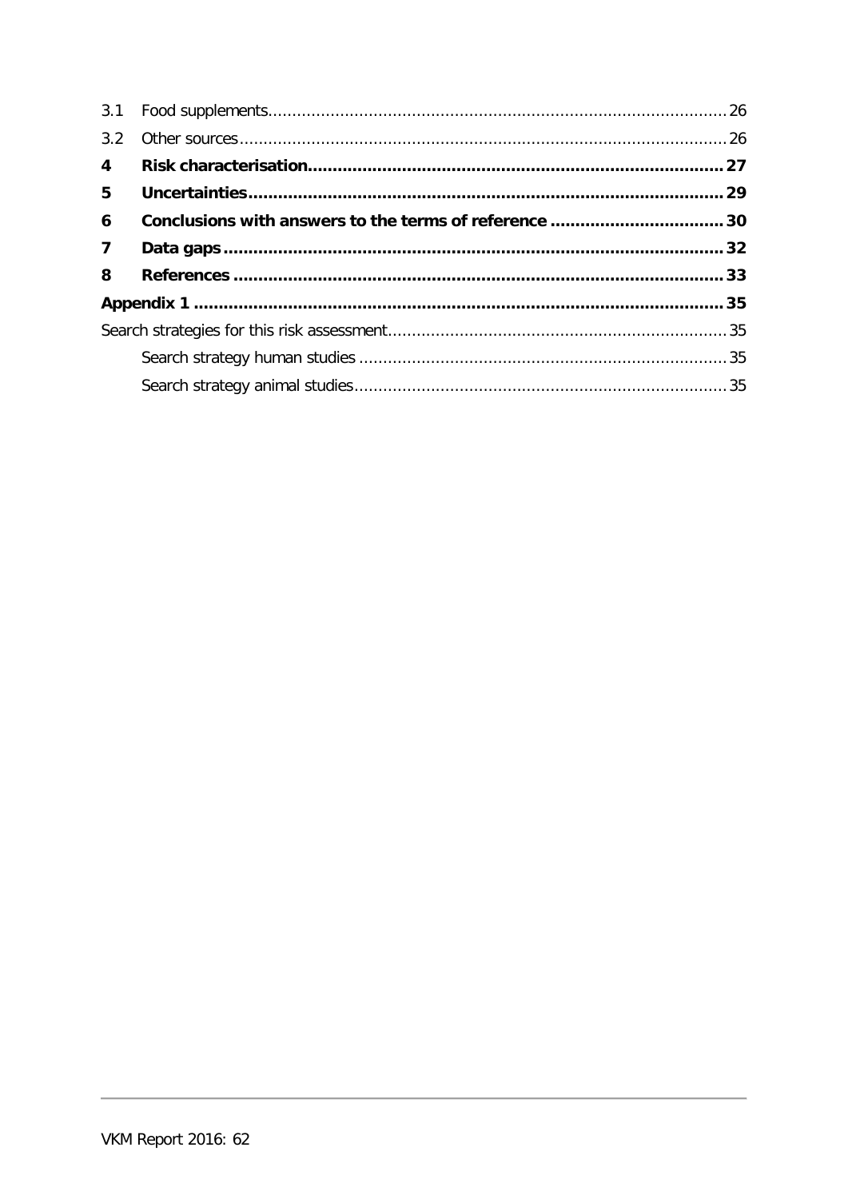3.1 Food supplements ... 26

3.2 Other sources ... 26

**4 Risk characterisation ... 27**

**5 Uncertainties ... 29**

**6 Conclusions with answers to the terms of reference ... 30**

**7 Data gaps ... 32**

**8 References ... 33**

**Appendix 1 ... 35**

Search strategies for this risk assessment ... 35

Search strategy human studies ... 35

Search strategy animal studies ... 35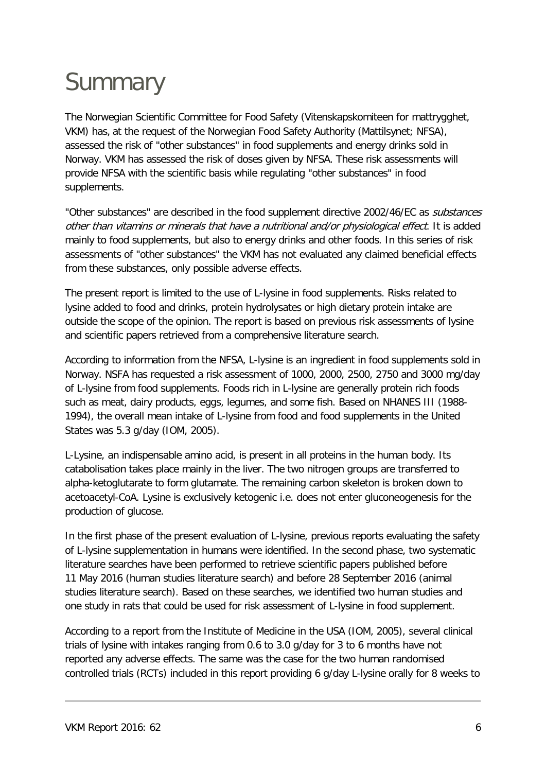# Summary

The Norwegian Scientific Committee for Food Safety (Vitenskapskomiteen for mattrygghet, VKM) has, at the request of the Norwegian Food Safety Authority (Mattilsynet; NFSA), assessed the risk of "other substances" in food supplements and energy drinks sold in Norway. VKM has assessed the risk of doses given by NFSA. These risk assessments will provide NFSA with the scientific basis while regulating "other substances" in food supplements.

"Other substances" are described in the food supplement directive 2002/46/EC as *substances other than vitamins or minerals that have a nutritional and/or physiological effect*. It is added mainly to food supplements, but also to energy drinks and other foods. In this series of risk assessments of "other substances" the VKM has not evaluated any claimed beneficial effects from these substances, only possible adverse effects.

The present report is limited to the use of L-lysine in food supplements. Risks related to lysine added to food and drinks, protein hydrolysates or high dietary protein intake are outside the scope of the opinion. The report is based on previous risk assessments of lysine and scientific papers retrieved from a comprehensive literature search.

According to information from the NFSA, L-lysine is an ingredient in food supplements sold in Norway. NSFA has requested a risk assessment of 1000, 2000, 2500, 2750 and 3000 mg/day of L-lysine from food supplements. Foods rich in L-lysine are generally protein rich foods such as meat, dairy products, eggs, legumes, and some fish. Based on NHANES III (1988-1994), the overall mean intake of L-lysine from food and food supplements in the United States was 5.3 g/day (IOM, 2005).

L-Lysine, an indispensable amino acid, is present in all proteins in the human body. Its catabolisation takes place mainly in the liver. The two nitrogen groups are transferred to alpha-ketoglutarate to form glutamate. The remaining carbon skeleton is broken down to acetoacetyl-CoA. Lysine is exclusively ketogenic i.e. does not enter gluconeogenesis for the production of glucose.

In the first phase of the present evaluation of L-lysine, previous reports evaluating the safety of L-lysine supplementation in humans were identified. In the second phase, two systematic literature searches have been performed to retrieve scientific papers published before 11 May 2016 (human studies literature search) and before 28 September 2016 (animal studies literature search). Based on these searches, we identified two human studies and one study in rats that could be used for risk assessment of L-lysine in food supplement.

According to a report from the Institute of Medicine in the USA (IOM, 2005), several clinical trials of lysine with intakes ranging from 0.6 to 3.0 g/day for 3 to 6 months have not reported any adverse effects. The same was the case for the two human randomised controlled trials (RCTs) included in this report providing 6 g/day L-lysine orally for 8 weeks to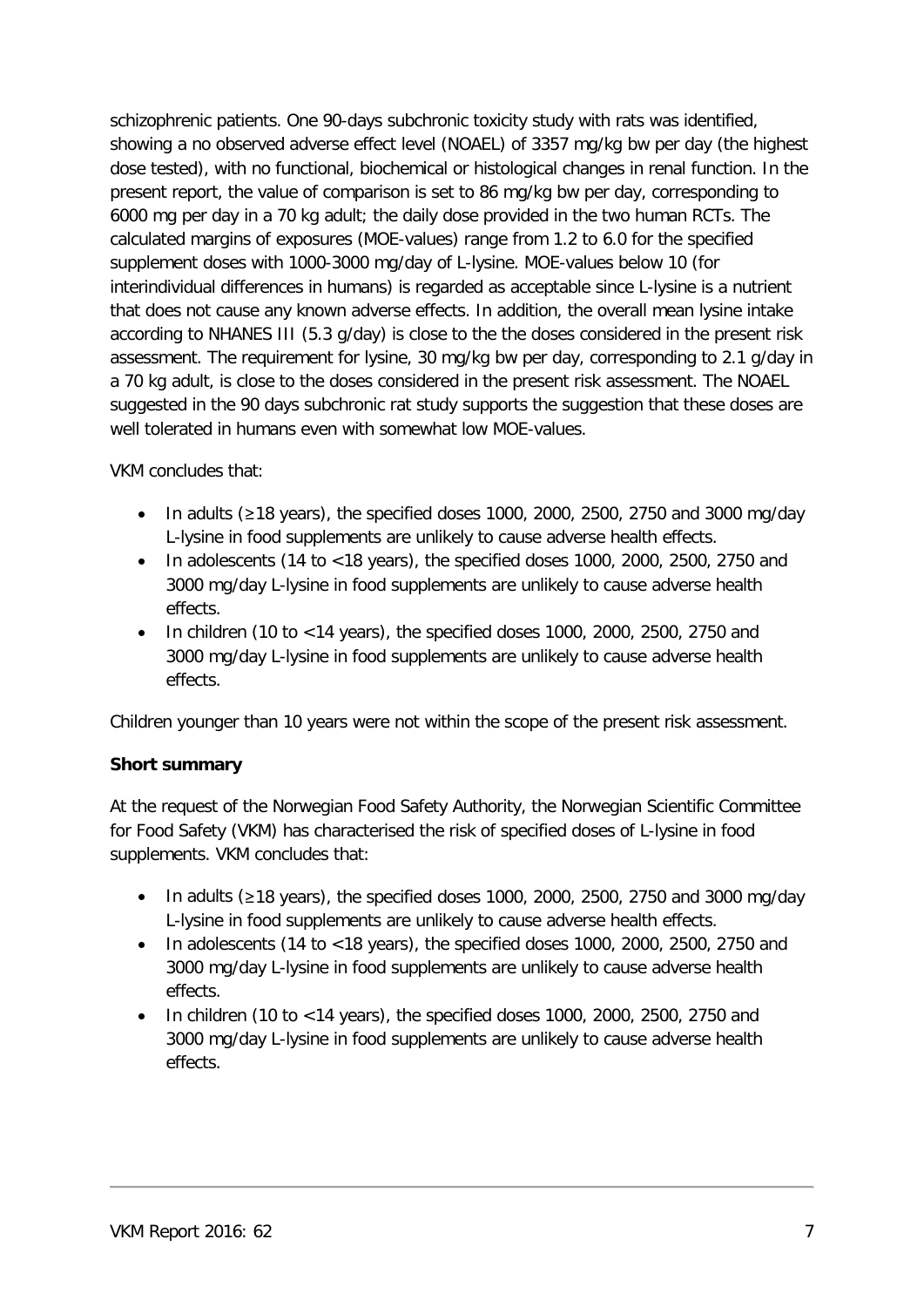schizophrenic patients. One 90-days subchronic toxicity study with rats was identified, showing a no observed adverse effect level (NOAEL) of 3357 mg/kg bw per day (the highest dose tested), with no functional, biochemical or histological changes in renal function. In the present report, the value of comparison is set to 86 mg/kg bw per day, corresponding to 6000 mg per day in a 70 kg adult; the daily dose provided in the two human RCTs. The calculated margins of exposures (MOE-values) range from 1.2 to 6.0 for the specified supplement doses with 1000-3000 mg/day of L-lysine. MOE-values below 10 (for interindividual differences in humans) is regarded as acceptable since L-lysine is a nutrient that does not cause any known adverse effects. In addition, the overall mean lysine intake according to NHANES III (5.3 g/day) is close to the the doses considered in the present risk assessment. The requirement for lysine, 30 mg/kg bw per day, corresponding to 2.1 g/day in a 70 kg adult, is close to the doses considered in the present risk assessment. The NOAEL suggested in the 90 days subchronic rat study supports the suggestion that these doses are well tolerated in humans even with somewhat low MOE-values.

VKM concludes that:

- In adults (≥18 years), the specified doses 1000, 2000, 2500, 2750 and 3000 mg/day L-lysine in food supplements are unlikely to cause adverse health effects.
- In adolescents (14 to <18 years), the specified doses 1000, 2000, 2500, 2750 and 3000 mg/day L-lysine in food supplements are unlikely to cause adverse health effects.
- In children (10 to <14 years), the specified doses 1000, 2000, 2500, 2750 and 3000 mg/day L-lysine in food supplements are unlikely to cause adverse health effects.

Children younger than 10 years were not within the scope of the present risk assessment.

**Short summary**

At the request of the Norwegian Food Safety Authority, the Norwegian Scientific Committee for Food Safety (VKM) has characterised the risk of specified doses of L-lysine in food supplements. VKM concludes that:

- In adults (≥18 years), the specified doses 1000, 2000, 2500, 2750 and 3000 mg/day L-lysine in food supplements are unlikely to cause adverse health effects.
- In adolescents (14 to <18 years), the specified doses 1000, 2000, 2500, 2750 and 3000 mg/day L-lysine in food supplements are unlikely to cause adverse health effects.
- In children (10 to <14 years), the specified doses 1000, 2000, 2500, 2750 and 3000 mg/day L-lysine in food supplements are unlikely to cause adverse health effects.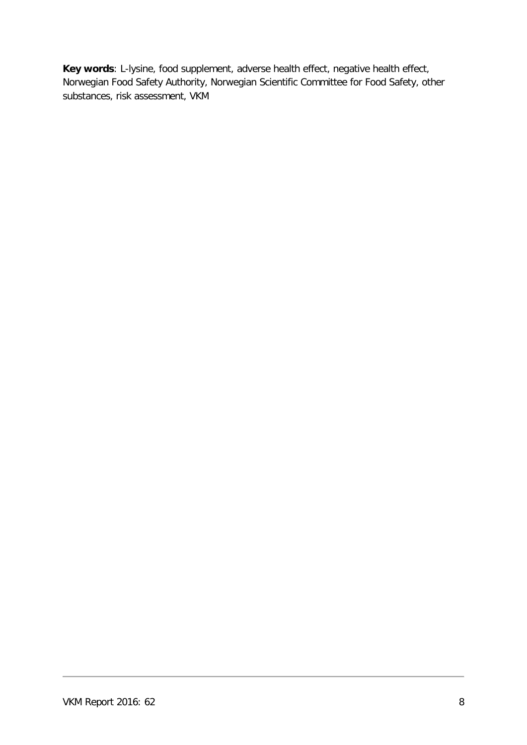**Key words**: L-lysine, food supplement, adverse health effect, negative health effect, Norwegian Food Safety Authority, Norwegian Scientific Committee for Food Safety, other substances, risk assessment, VKM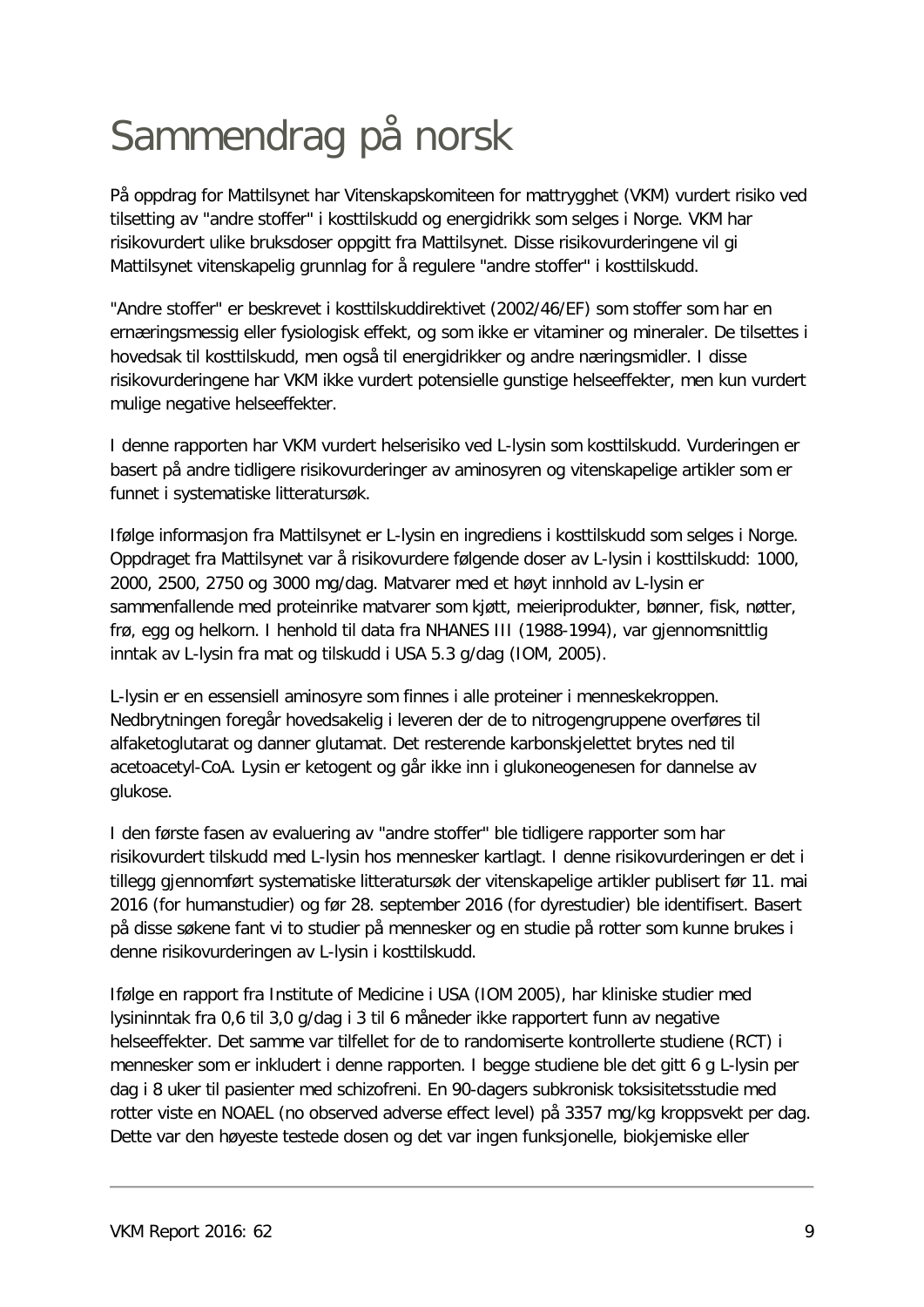# Sammendrag på norsk

På oppdrag for Mattilsynet har Vitenskapskomiteen for mattrygghet (VKM) vurdert risiko ved tilsetting av "andre stoffer" i kosttilskudd og energidrikk som selges i Norge. VKM har risikovurdert ulike bruksdoser oppgitt fra Mattilsynet. Disse risikovurderingene vil gi Mattilsynet vitenskapelig grunnlag for å regulere "andre stoffer" i kosttilskudd.

"Andre stoffer" er beskrevet i kosttilskuddirektivet (2002/46/EF) som stoffer som har en ernæringsmessig eller fysiologisk effekt, og som ikke er vitaminer og mineraler. De tilsettes i hovedsak til kosttilskudd, men også til energidrikker og andre næringsmidler. I disse risikovurderingene har VKM ikke vurdert potensielle gunstige helseeffekter, men kun vurdert mulige negative helseeffekter.

I denne rapporten har VKM vurdert helserisiko ved L-lysin som kosttilskudd. Vurderingen er basert på andre tidligere risikovurderinger av aminosyren og vitenskapelige artikler som er funnet i systematiske litteratursøk.

Ifølge informasjon fra Mattilsynet er L-lysin en ingrediens i kosttilskudd som selges i Norge. Oppdraget fra Mattilsynet var å risikovurdere følgende doser av L-lysin i kosttilskudd: 1000, 2000, 2500, 2750 og 3000 mg/dag. Matvarer med et høyt innhold av L-lysin er sammenfallende med proteinrike matvarer som kjøtt, meieriprodukter, bønner, fisk, nøtter, frø, egg og helkorn. I henhold til data fra NHANES III (1988-1994), var gjennomsnittlig inntak av L-lysin fra mat og tilskudd i USA 5.3 g/dag (IOM, 2005).

L-lysin er en essensiell aminosyre som finnes i alle proteiner i menneskekroppen. Nedbrytningen foregår hovedsakelig i leveren der de to nitrogengruppene overføres til alfaketoglutarat og danner glutamat. Det resterende karbonskjelettet brytes ned til acetoacetyl-CoA. Lysin er ketogent og går ikke inn i glukoneogenesen for dannelse av glukose.

I den første fasen av evaluering av "andre stoffer" ble tidligere rapporter som har risikovurdert tilskudd med L-lysin hos mennesker kartlagt. I denne risikovurderingen er det i tillegg gjennomført systematiske litteratursøk der vitenskapelige artikler publisert før 11. mai 2016 (for humanstudier) og før 28. september 2016 (for dyrestudier) ble identifisert. Basert på disse søkene fant vi to studier på mennesker og en studie på rotter som kunne brukes i denne risikovurderingen av L-lysin i kosttilskudd.

Ifølge en rapport fra Institute of Medicine i USA (IOM 2005), har kliniske studier med lysininntak fra 0,6 til 3,0 g/dag i 3 til 6 måneder ikke rapportert funn av negative helseeffekter. Det samme var tilfellet for de to randomiserte kontrollerte studiene (RCT) i mennesker som er inkludert i denne rapporten. I begge studiene ble det gitt 6 g L-lysin per dag i 8 uker til pasienter med schizofreni. En 90-dagers subkronisk toksisitetsstudie med rotter viste en NOAEL (no observed adverse effect level) på 3357 mg/kg kroppsvekt per dag. Dette var den høyeste testede dosen og det var ingen funksjonelle, biokjemiske eller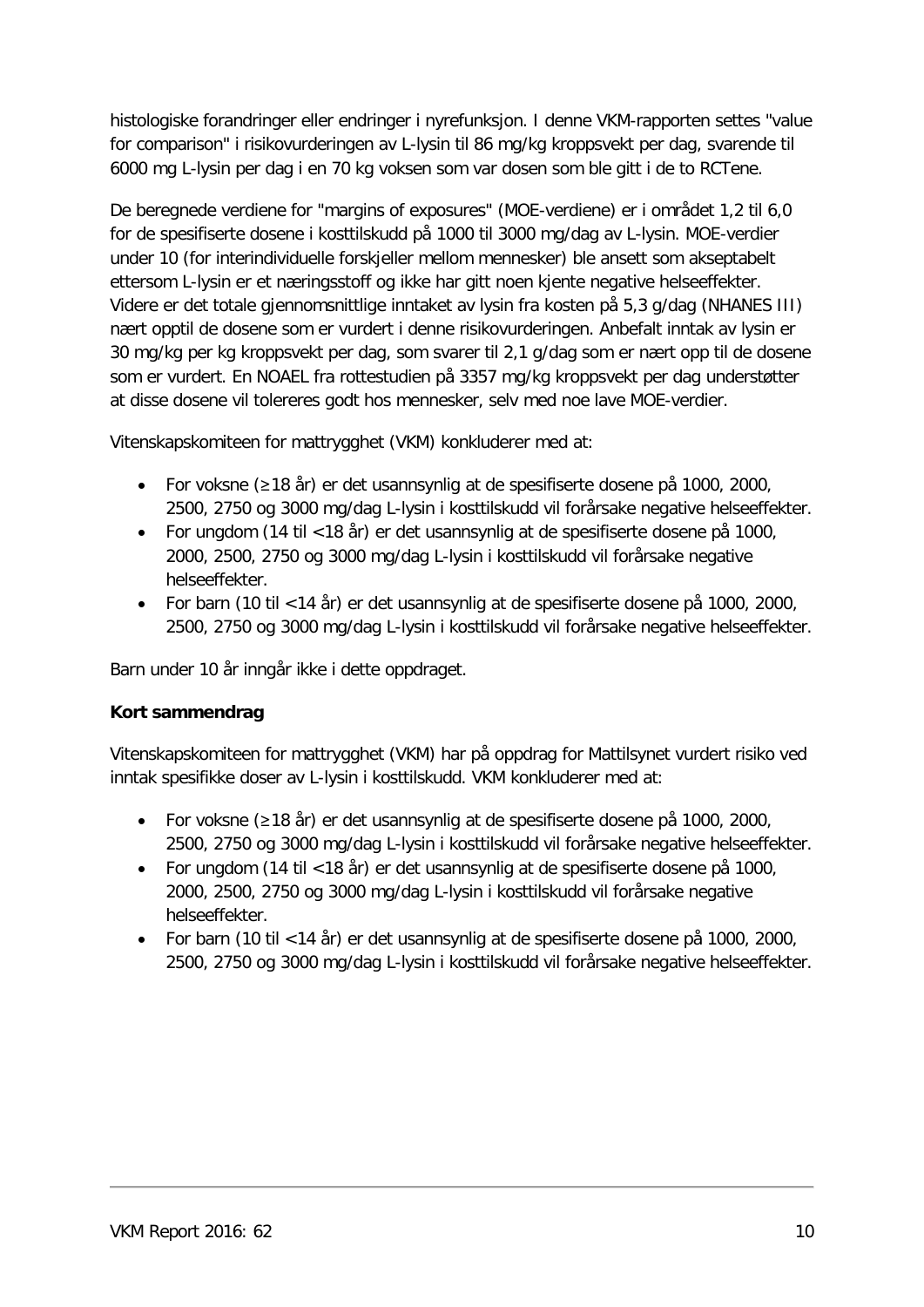histologiske forandringer eller endringer i nyrefunksjon. I denne VKM-rapporten settes "value for comparison" i risikovurderingen av L-lysin til 86 mg/kg kroppsvekt per dag, svarende til 6000 mg L-lysin per dag i en 70 kg voksen som var dosen som ble gitt i de to RCTene.

De beregnede verdiene for "margins of exposures" (MOE-verdiene) er i området 1,2 til 6,0 for de spesifiserte dosene i kosttilskudd på 1000 til 3000 mg/dag av L-lysin. MOE-verdier under 10 (for interindividuelle forskjeller mellom mennesker) ble ansett som akseptabelt ettersom L-lysin er et næringsstoff og ikke har gitt noen kjente negative helseeffekter. Videre er det totale gjennomsnittlige inntaket av lysin fra kosten på 5,3 g/dag (NHANES III) nært opptil de dosene som er vurdert i denne risikovurderingen. Anbefalt inntak av lysin er 30 mg/kg per kg kroppsvekt per dag, som svarer til 2,1 g/dag som er nært opp til de dosene som er vurdert. En NOAEL fra rottestudien på 3357 mg/kg kroppsvekt per dag understøtter at disse dosene vil tolereres godt hos mennesker, selv med noe lave MOE-verdier.

Vitenskapskomiteen for mattrygghet (VKM) konkluderer med at:

- For voksne (≥18 år) er det usannsynlig at de spesifiserte dosene på 1000, 2000, 2500, 2750 og 3000 mg/dag L-lysin i kosttilskudd vil forårsake negative helseeffekter.
- For ungdom (14 til <18 år) er det usannsynlig at de spesifiserte dosene på 1000, 2000, 2500, 2750 og 3000 mg/dag L-lysin i kosttilskudd vil forårsake negative helseeffekter.
- For barn (10 til <14 år) er det usannsynlig at de spesifiserte dosene på 1000, 2000, 2500, 2750 og 3000 mg/dag L-lysin i kosttilskudd vil forårsake negative helseeffekter.

Barn under 10 år inngår ikke i dette oppdraget.

**Kort sammendrag**

Vitenskapskomiteen for mattrygghet (VKM) har på oppdrag for Mattilsynet vurdert risiko ved inntak spesifikke doser av L-lysin i kosttilskudd. VKM konkluderer med at:

- For voksne (≥18 år) er det usannsynlig at de spesifiserte dosene på 1000, 2000, 2500, 2750 og 3000 mg/dag L-lysin i kosttilskudd vil forårsake negative helseeffekter.
- For ungdom (14 til <18 år) er det usannsynlig at de spesifiserte dosene på 1000, 2000, 2500, 2750 og 3000 mg/dag L-lysin i kosttilskudd vil forårsake negative helseeffekter.
- For barn (10 til <14 år) er det usannsynlig at de spesifiserte dosene på 1000, 2000, 2500, 2750 og 3000 mg/dag L-lysin i kosttilskudd vil forårsake negative helseeffekter.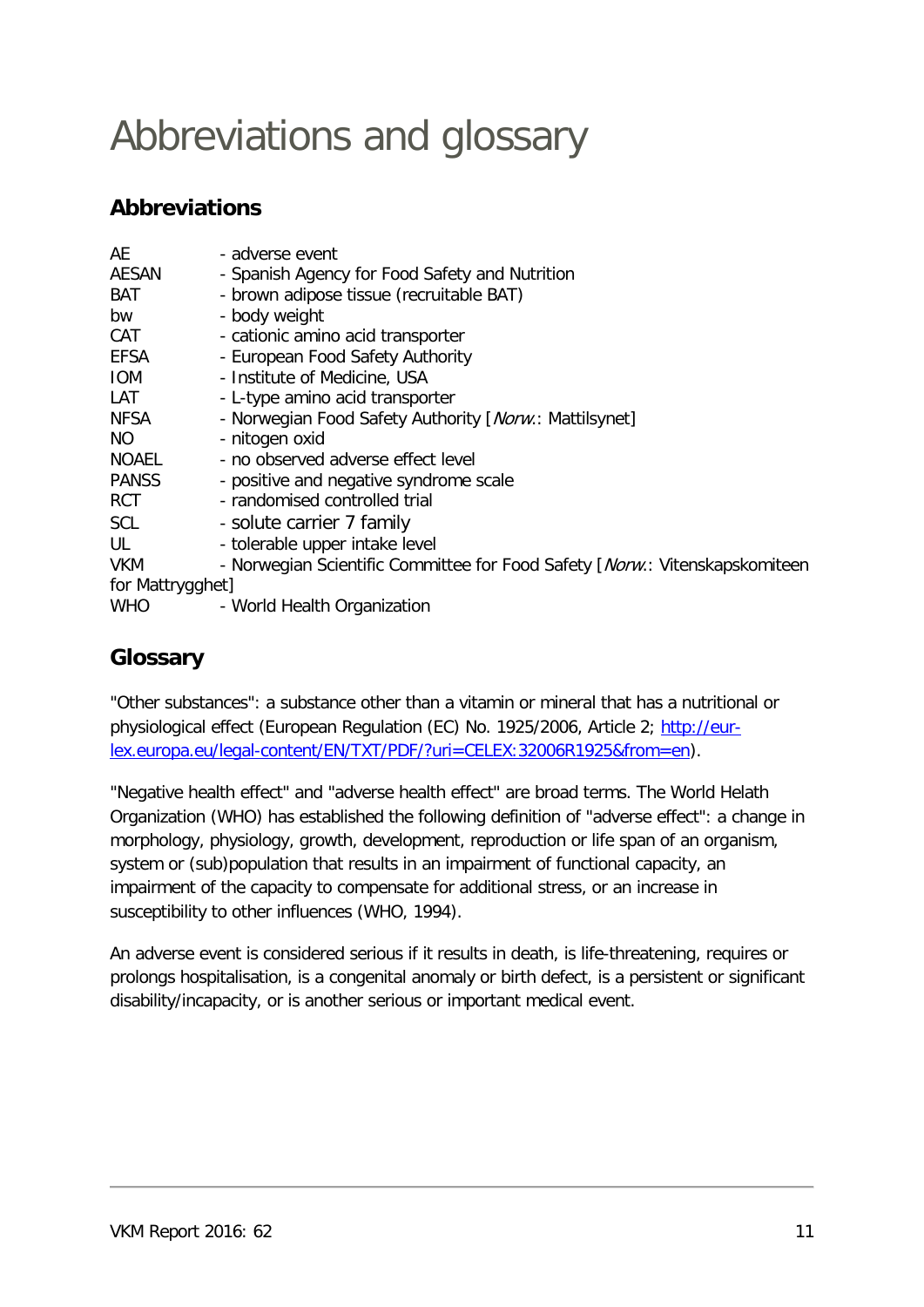# Abbreviations and glossary

## Abbreviations

AE - adverse event
AESAN - Spanish Agency for Food Safety and Nutrition
BAT - brown adipose tissue (recruitable BAT)
bw - body weight
CAT - cationic amino acid transporter
EFSA - European Food Safety Authority
IOM - Institute of Medicine, USA
LAT - L-type amino acid transporter
NFSA - Norwegian Food Safety Authority [*Norw.*: Mattilsynet]
NO - nitogen oxid
NOAEL - no observed adverse effect level
PANSS - positive and negative syndrome scale
RCT - randomised controlled trial
SCL - solute carrier 7 family
UL - tolerable upper intake level
VKM - Norwegian Scientific Committee for Food Safety [*Norw.*: Vitenskapskomiteen for Mattrygghet]
WHO - World Health Organization

## Glossary

"Other substances": a substance other than a vitamin or mineral that has a nutritional or physiological effect (European Regulation (EC) No. 1925/2006, Article 2; [http://eur-lex.europa.eu/legal-content/EN/TXT/PDF/?uri=CELEX:32006R1925&from=en](http://eur-lex.europa.eu/legal-content/EN/TXT/PDF/?uri=CELEX:32006R1925&from=en)).

"Negative health effect" and "adverse health effect" are broad terms. The World Helath Organization (WHO) has established the following definition of "adverse effect": a change in morphology, physiology, growth, development, reproduction or life span of an organism, system or (sub)population that results in an impairment of functional capacity, an impairment of the capacity to compensate for additional stress, or an increase in susceptibility to other influences (WHO, 1994).

An adverse event is considered serious if it results in death, is life-threatening, requires or prolongs hospitalisation, is a congenital anomaly or birth defect, is a persistent or significant disability/incapacity, or is another serious or important medical event.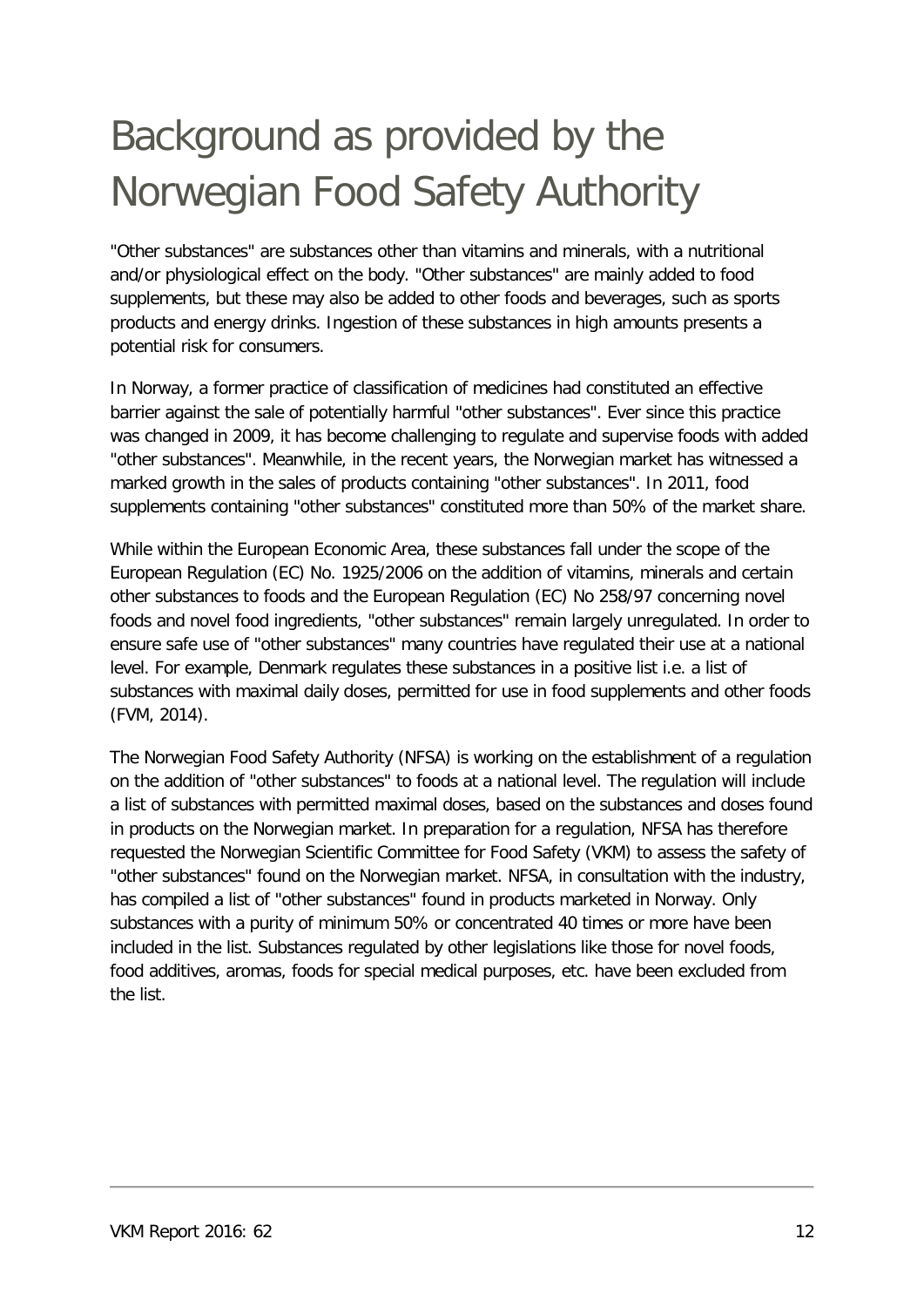# Background as provided by the Norwegian Food Safety Authority

"Other substances" are substances other than vitamins and minerals, with a nutritional and/or physiological effect on the body. "Other substances" are mainly added to food supplements, but these may also be added to other foods and beverages, such as sports products and energy drinks. Ingestion of these substances in high amounts presents a potential risk for consumers.

In Norway, a former practice of classification of medicines had constituted an effective barrier against the sale of potentially harmful "other substances". Ever since this practice was changed in 2009, it has become challenging to regulate and supervise foods with added "other substances". Meanwhile, in the recent years, the Norwegian market has witnessed a marked growth in the sales of products containing "other substances". In 2011, food supplements containing "other substances" constituted more than 50% of the market share.

While within the European Economic Area, these substances fall under the scope of the European Regulation (EC) No. 1925/2006 on the addition of vitamins, minerals and certain other substances to foods and the European Regulation (EC) No 258/97 concerning novel foods and novel food ingredients, "other substances" remain largely unregulated. In order to ensure safe use of "other substances" many countries have regulated their use at a national level. For example, Denmark regulates these substances in a positive list i.e. a list of substances with maximal daily doses, permitted for use in food supplements and other foods (FVM, 2014).

The Norwegian Food Safety Authority (NFSA) is working on the establishment of a regulation on the addition of "other substances" to foods at a national level. The regulation will include a list of substances with permitted maximal doses, based on the substances and doses found in products on the Norwegian market. In preparation for a regulation, NFSA has therefore requested the Norwegian Scientific Committee for Food Safety (VKM) to assess the safety of "other substances" found on the Norwegian market. NFSA, in consultation with the industry, has compiled a list of "other substances" found in products marketed in Norway. Only substances with a purity of minimum 50% or concentrated 40 times or more have been included in the list. Substances regulated by other legislations like those for novel foods, food additives, aromas, foods for special medical purposes, etc. have been excluded from the list.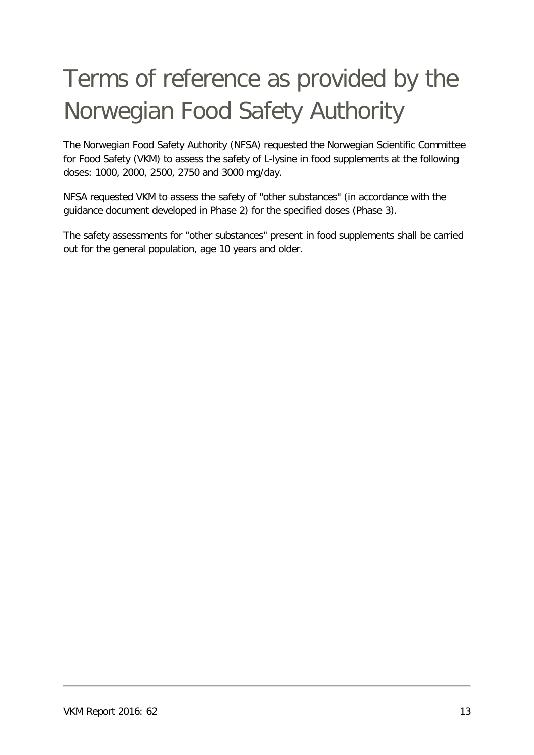# Terms of reference as provided by the Norwegian Food Safety Authority

The Norwegian Food Safety Authority (NFSA) requested the Norwegian Scientific Committee for Food Safety (VKM) to assess the safety of L-lysine in food supplements at the following doses: 1000, 2000, 2500, 2750 and 3000 mg/day.

NFSA requested VKM to assess the safety of "other substances" (in accordance with the guidance document developed in Phase 2) for the specified doses (Phase 3).

The safety assessments for "other substances" present in food supplements shall be carried out for the general population, age 10 years and older.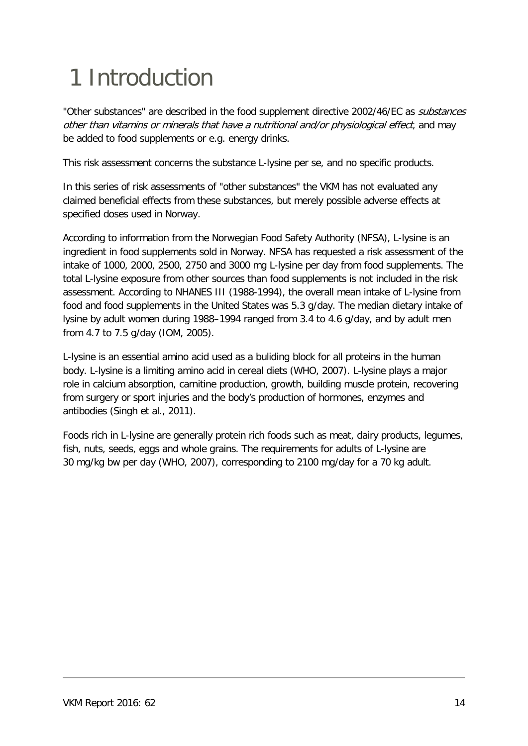# 1 Introduction

"Other substances" are described in the food supplement directive 2002/46/EC as *substances other than vitamins or minerals that have a nutritional and/or physiological effect*, and may be added to food supplements or e.g. energy drinks.

This risk assessment concerns the substance L-lysine per se, and no specific products.

In this series of risk assessments of "other substances" the VKM has not evaluated any claimed beneficial effects from these substances, but merely possible adverse effects at specified doses used in Norway.

According to information from the Norwegian Food Safety Authority (NFSA), L-lysine is an ingredient in food supplements sold in Norway. NFSA has requested a risk assessment of the intake of 1000, 2000, 2500, 2750 and 3000 mg L-lysine per day from food supplements. The total L-lysine exposure from other sources than food supplements is not included in the risk assessment. According to NHANES III (1988-1994), the overall mean intake of L-lysine from food and food supplements in the United States was 5.3 g/day. The median dietary intake of lysine by adult women during 1988–1994 ranged from 3.4 to 4.6 g/day, and by adult men from 4.7 to 7.5 g/day (IOM, 2005).

L-lysine is an essential amino acid used as a buliding block for all proteins in the human body. L-lysine is a limiting amino acid in cereal diets (WHO, 2007). L-lysine plays a major role in calcium absorption, carnitine production, growth, building muscle protein, recovering from surgery or sport injuries and the body's production of hormones, enzymes and antibodies (Singh et al., 2011).

Foods rich in L-lysine are generally protein rich foods such as meat, dairy products, legumes, fish, nuts, seeds, eggs and whole grains. The requirements for adults of L-lysine are 30 mg/kg bw per day (WHO, 2007), corresponding to 2100 mg/day for a 70 kg adult.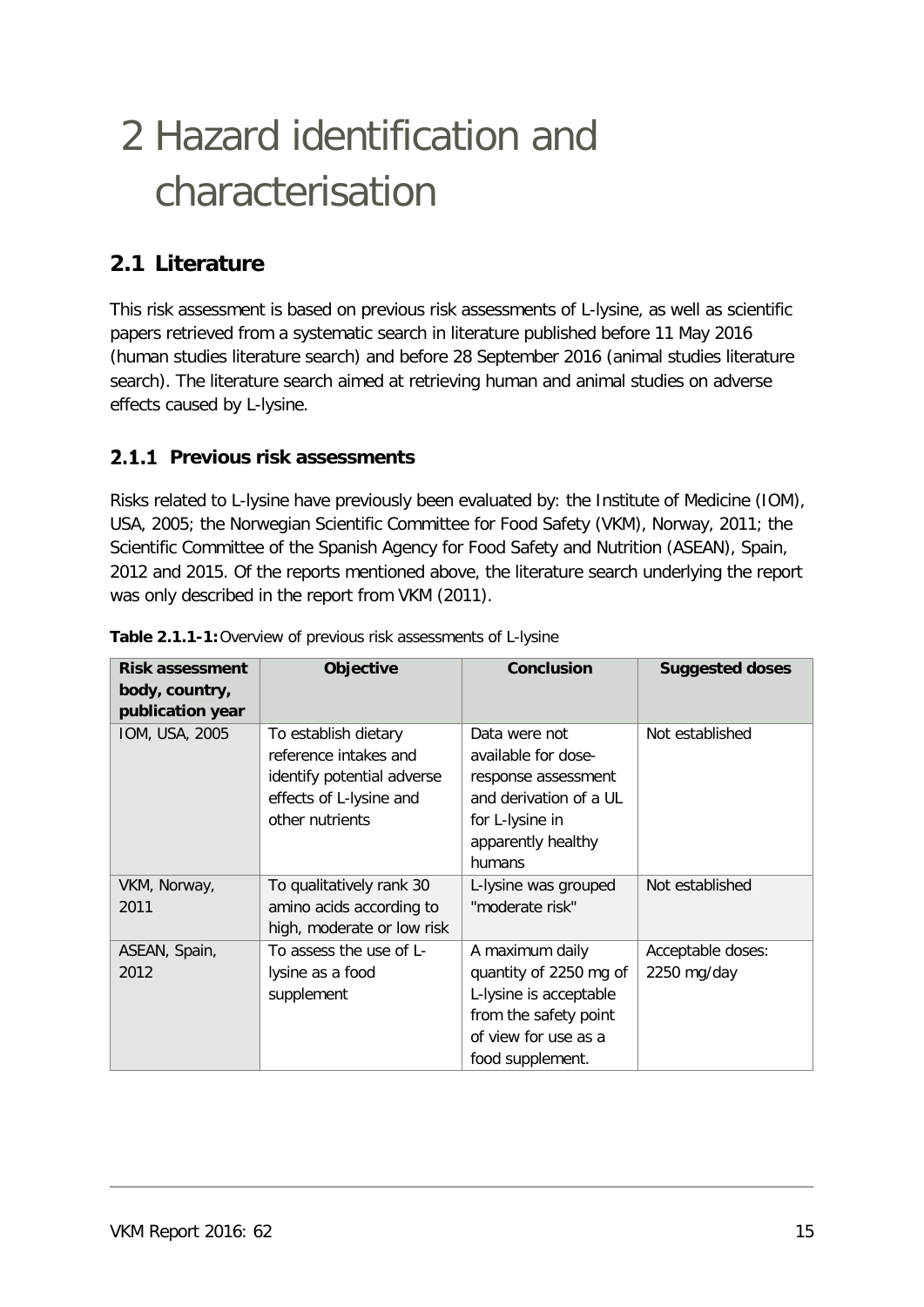# 2 Hazard identification and characterisation

## 2.1 Literature

This risk assessment is based on previous risk assessments of L-lysine, as well as scientific papers retrieved from a systematic search in literature published before 11 May 2016 (human studies literature search) and before 28 September 2016 (animal studies literature search). The literature search aimed at retrieving human and animal studies on adverse effects caused by L-lysine.

### 2.1.1 Previous risk assessments

Risks related to L-lysine have previously been evaluated by: the Institute of Medicine (IOM), USA, 2005; the Norwegian Scientific Committee for Food Safety (VKM), Norway, 2011; the Scientific Committee of the Spanish Agency for Food Safety and Nutrition (ASEAN), Spain, 2012 and 2015. Of the reports mentioned above, the literature search underlying the report was only described in the report from VKM (2011).

**Table 2.1.1-1:** Overview of previous risk assessments of L-lysine

| Risk assessment body, country, publication year | Objective | Conclusion | Suggested doses |
|---|---|---|---|
| IOM, USA, 2005 | To establish dietary reference intakes and identify potential adverse effects of L-lysine and other nutrients | Data were not available for dose-response assessment and derivation of a UL for L-lysine in apparently healthy humans | Not established |
| VKM, Norway, 2011 | To qualitatively rank 30 amino acids according to high, moderate or low risk | L-lysine was grouped "moderate risk" | Not established |
| ASEAN, Spain, 2012 | To assess the use of L-lysine as a food supplement | A maximum daily quantity of 2250 mg of L-lysine is acceptable from the safety point of view for use as a food supplement. | Acceptable doses: 2250 mg/day |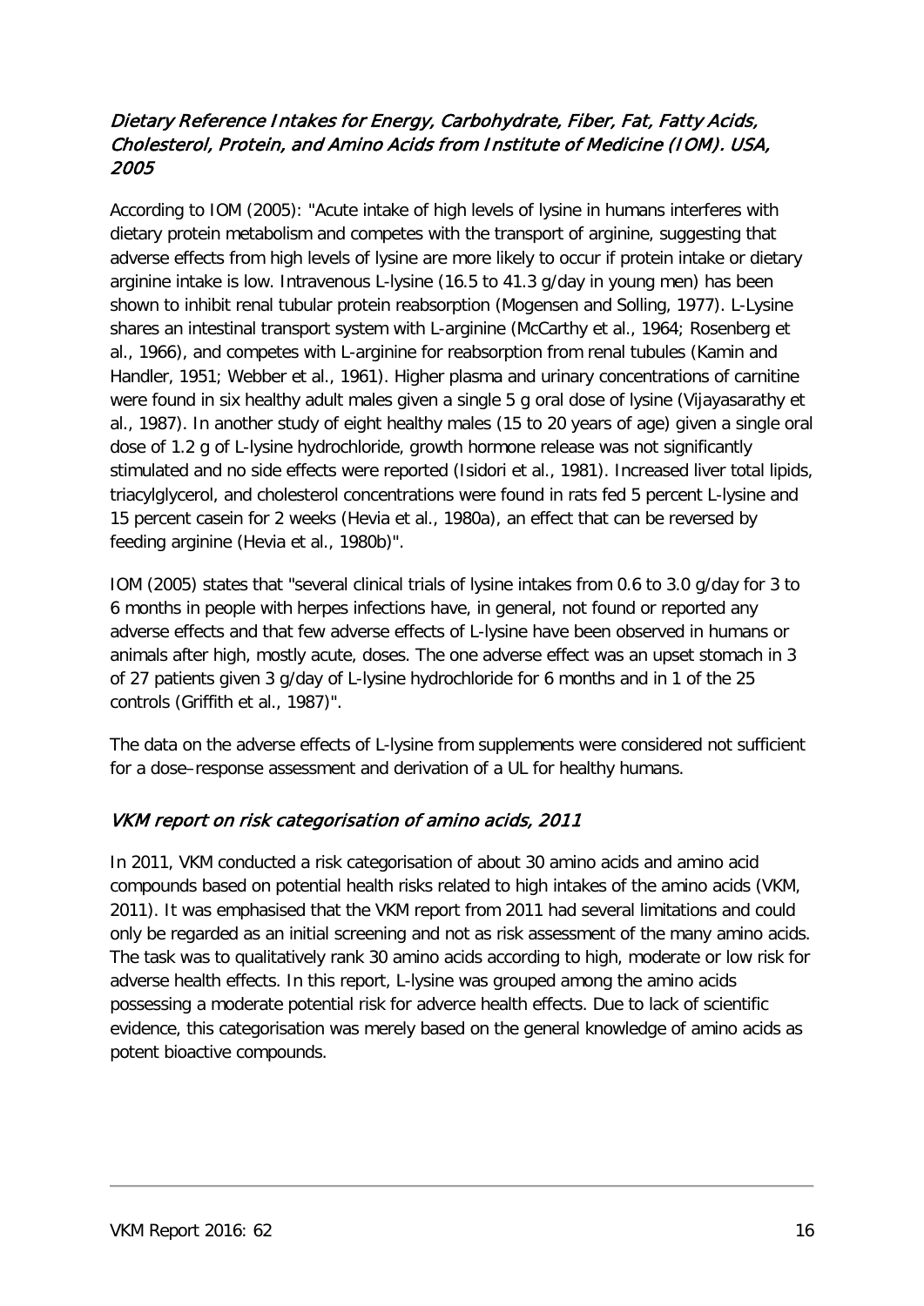### *Dietary Reference Intakes for Energy, Carbohydrate, Fiber, Fat, Fatty Acids, Cholesterol, Protein, and Amino Acids from Institute of Medicine (IOM). USA, 2005*

According to IOM (2005): "Acute intake of high levels of lysine in humans interferes with dietary protein metabolism and competes with the transport of arginine, suggesting that adverse effects from high levels of lysine are more likely to occur if protein intake or dietary arginine intake is low. Intravenous L-lysine (16.5 to 41.3 g/day in young men) has been shown to inhibit renal tubular protein reabsorption (Mogensen and Solling, 1977). L-Lysine shares an intestinal transport system with L-arginine (McCarthy et al., 1964; Rosenberg et al., 1966), and competes with L-arginine for reabsorption from renal tubules (Kamin and Handler, 1951; Webber et al., 1961). Higher plasma and urinary concentrations of carnitine were found in six healthy adult males given a single 5 g oral dose of lysine (Vijayasarathy et al., 1987). In another study of eight healthy males (15 to 20 years of age) given a single oral dose of 1.2 g of L-lysine hydrochloride, growth hormone release was not significantly stimulated and no side effects were reported (Isidori et al., 1981). Increased liver total lipids, triacylglycerol, and cholesterol concentrations were found in rats fed 5 percent L-lysine and 15 percent casein for 2 weeks (Hevia et al., 1980a), an effect that can be reversed by feeding arginine (Hevia et al., 1980b)".

IOM (2005) states that "several clinical trials of lysine intakes from 0.6 to 3.0 g/day for 3 to 6 months in people with herpes infections have, in general, not found or reported any adverse effects and that few adverse effects of L-lysine have been observed in humans or animals after high, mostly acute, doses. The one adverse effect was an upset stomach in 3 of 27 patients given 3 g/day of L-lysine hydrochloride for 6 months and in 1 of the 25 controls (Griffith et al., 1987)".

The data on the adverse effects of L-lysine from supplements were considered not sufficient for a dose–response assessment and derivation of a UL for healthy humans.

### *VKM report on risk categorisation of amino acids, 2011*

In 2011, VKM conducted a risk categorisation of about 30 amino acids and amino acid compounds based on potential health risks related to high intakes of the amino acids (VKM, 2011). It was emphasised that the VKM report from 2011 had several limitations and could only be regarded as an initial screening and not as risk assessment of the many amino acids. The task was to qualitatively rank 30 amino acids according to high, moderate or low risk for adverse health effects. In this report, L-lysine was grouped among the amino acids possessing a moderate potential risk for adverce health effects. Due to lack of scientific evidence, this categorisation was merely based on the general knowledge of amino acids as potent bioactive compounds.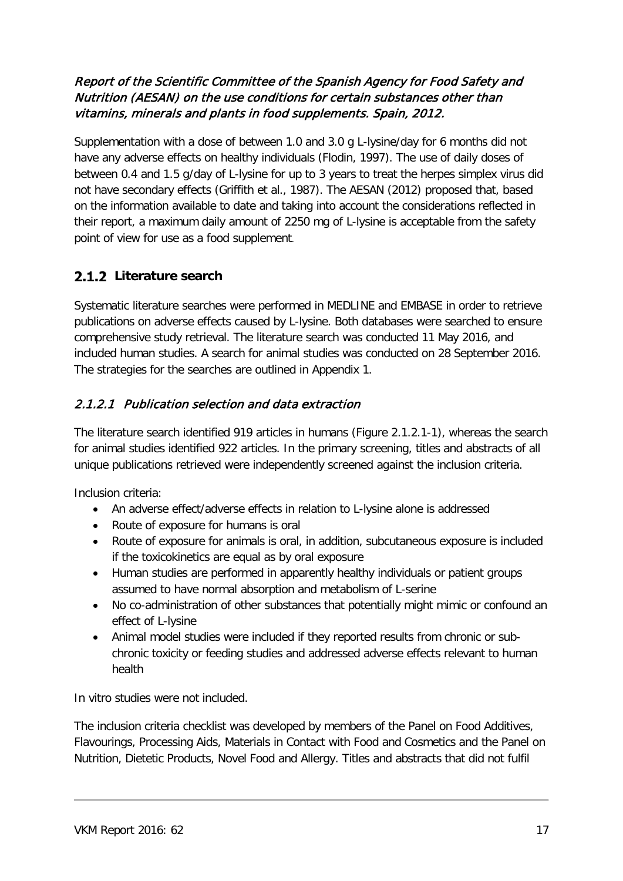*Report of the Scientific Committee of the Spanish Agency for Food Safety and Nutrition (AESAN) on the use conditions for certain substances other than vitamins, minerals and plants in food supplements. Spain, 2012.*

Supplementation with a dose of between 1.0 and 3.0 g L-lysine/day for 6 months did not have any adverse effects on healthy individuals (Flodin, 1997). The use of daily doses of between 0.4 and 1.5 g/day of L-lysine for up to 3 years to treat the herpes simplex virus did not have secondary effects (Griffith et al., 1987). The AESAN (2012) proposed that, based on the information available to date and taking into account the considerations reflected in their report, a maximum daily amount of 2250 mg of L-lysine is acceptable from the safety point of view for use as a food supplement.

### 2.1.2 Literature search

Systematic literature searches were performed in MEDLINE and EMBASE in order to retrieve publications on adverse effects caused by L-lysine. Both databases were searched to ensure comprehensive study retrieval. The literature search was conducted 11 May 2016, and included human studies. A search for animal studies was conducted on 28 September 2016. The strategies for the searches are outlined in Appendix 1.

#### *2.1.2.1 Publication selection and data extraction*

The literature search identified 919 articles in humans (Figure 2.1.2.1-1), whereas the search for animal studies identified 922 articles. In the primary screening, titles and abstracts of all unique publications retrieved were independently screened against the inclusion criteria.

Inclusion criteria:

- An adverse effect/adverse effects in relation to L-lysine alone is addressed
- Route of exposure for humans is oral
- Route of exposure for animals is oral, in addition, subcutaneous exposure is included if the toxicokinetics are equal as by oral exposure
- Human studies are performed in apparently healthy individuals or patient groups assumed to have normal absorption and metabolism of L-serine
- No co-administration of other substances that potentially might mimic or confound an effect of L-lysine
- Animal model studies were included if they reported results from chronic or sub-chronic toxicity or feeding studies and addressed adverse effects relevant to human health

In vitro studies were not included.

The inclusion criteria checklist was developed by members of the Panel on Food Additives, Flavourings, Processing Aids, Materials in Contact with Food and Cosmetics and the Panel on Nutrition, Dietetic Products, Novel Food and Allergy. Titles and abstracts that did not fulfil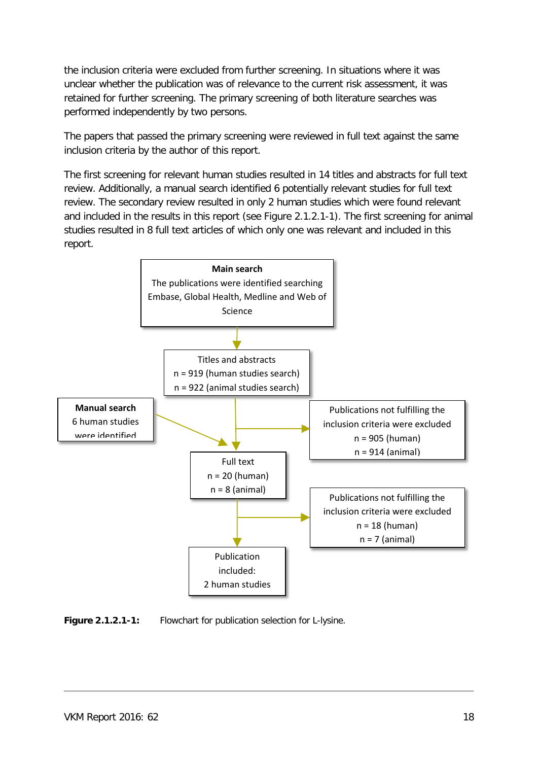the inclusion criteria were excluded from further screening. In situations where it was unclear whether the publication was of relevance to the current risk assessment, it was retained for further screening. The primary screening of both literature searches was performed independently by two persons.

The papers that passed the primary screening were reviewed in full text against the same inclusion criteria by the author of this report.

The first screening for relevant human studies resulted in 14 titles and abstracts for full text review. Additionally, a manual search identified 6 potentially relevant studies for full text review. The secondary review resulted in only 2 human studies which were found relevant and included in the results in this report (see Figure 2.1.2.1-1). The first screening for animal studies resulted in 8 full text articles of which only one was relevant and included in this report.

**Main search**
The publications were identified searching Embase, Global Health, Medline and Web of Science

↓

Titles and abstracts
n = 919 (human studies search)
n = 922 (animal studies search)

→ Publications not fulfilling the inclusion criteria were excluded
n = 905 (human)
n = 914 (animal)

**Manual search**
6 human studies were identified

↓

Full text
n = 20 (human)
n = 8 (animal)

→ Publications not fulfilling the inclusion criteria were excluded
n = 18 (human)
n = 7 (animal)

↓

Publication included:
2 human studies

**Figure 2.1.2.1-1:** Flowchart for publication selection for L-lysine.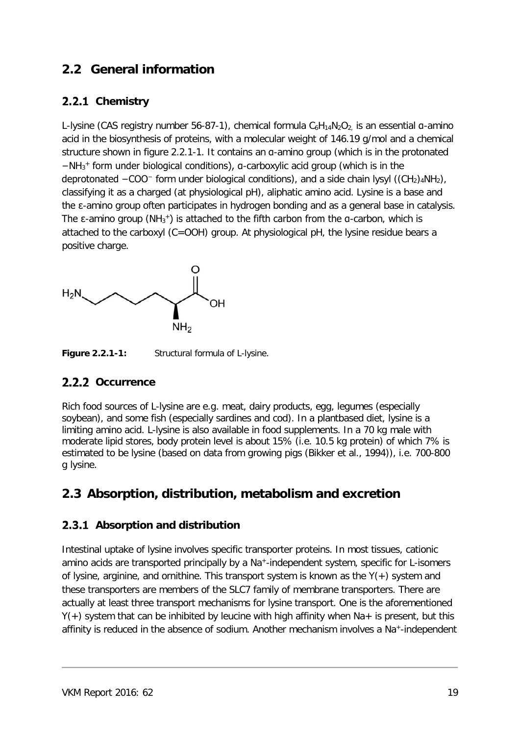## 2.2 General information

### 2.2.1 Chemistry

L-lysine (CAS registry number 56-87-1), chemical formula $C_6H_{14}N_2O_2$, is an essential α-amino acid in the biosynthesis of proteins, with a molecular weight of 146.19 g/mol and a chemical structure shown in figure 2.2.1-1. It contains an α-amino group (which is in the protonated $-NH_3^+$ form under biological conditions), α-carboxylic acid group (which is in the deprotonated $-COO^-$ form under biological conditions), and a side chain lysyl ($(CH_2)_4NH_2$), classifying it as a charged (at physiological pH), aliphatic amino acid. Lysine is a base and the ε-amino group often participates in hydrogen bonding and as a general base in catalysis. The ε-amino group ($NH_3^+$) is attached to the fifth carbon from the α-carbon, which is attached to the carboxyl (C=OOH) group. At physiological pH, the lysine residue bears a positive charge.

**Figure 2.2.1-1:** Structural formula of L-lysine.

### 2.2.2 Occurrence

Rich food sources of L-lysine are e.g. meat, dairy products, egg, legumes (especially soybean), and some fish (especially sardines and cod). In a plantbased diet, lysine is a limiting amino acid. L-lysine is also available in food supplements. In a 70 kg male with moderate lipid stores, body protein level is about 15% (i.e. 10.5 kg protein) of which 7% is estimated to be lysine (based on data from growing pigs (Bikker et al., 1994)), i.e. 700-800 g lysine.

## 2.3 Absorption, distribution, metabolism and excretion

### 2.3.1 Absorption and distribution

Intestinal uptake of lysine involves specific transporter proteins. In most tissues, cationic amino acids are transported principally by a $Na^+$-independent system, specific for L-isomers of lysine, arginine, and ornithine. This transport system is known as the Y(+) system and these transporters are members of the SLC7 family of membrane transporters. There are actually at least three transport mechanisms for lysine transport. One is the aforementioned Y(+) system that can be inhibited by leucine with high affinity when $Na^+$ is present, but this affinity is reduced in the absence of sodium. Another mechanism involves a $Na^+$-independent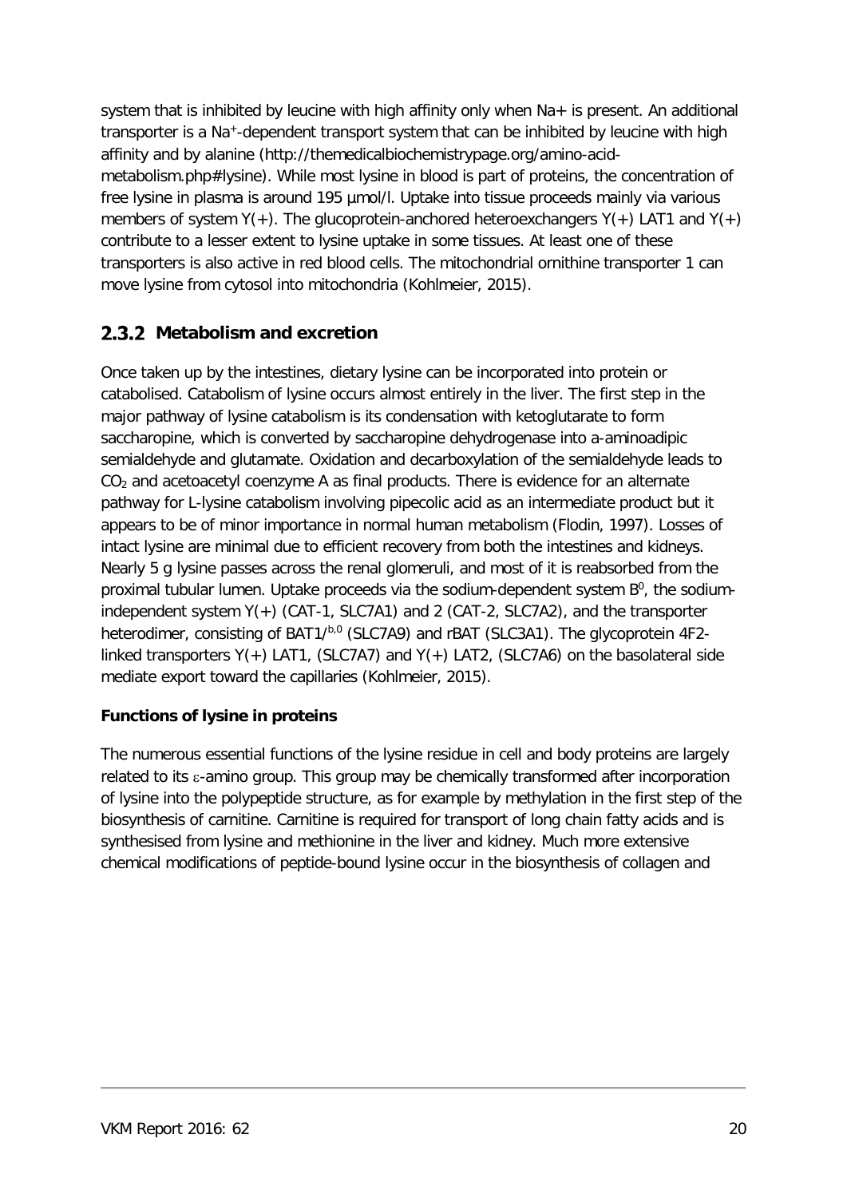system that is inhibited by leucine with high affinity only when Na+ is present. An additional transporter is a $Na^+$-dependent transport system that can be inhibited by leucine with high affinity and by alanine (http://themedicalbiochemistrypage.org/amino-acid-metabolism.php#lysine). While most lysine in blood is part of proteins, the concentration of free lysine in plasma is around 195 µmol/l. Uptake into tissue proceeds mainly via various members of system Y(+). The glucoprotein-anchored heteroexchangers Y(+) LAT1 and Y(+) contribute to a lesser extent to lysine uptake in some tissues. At least one of these transporters is also active in red blood cells. The mitochondrial ornithine transporter 1 can move lysine from cytosol into mitochondria (Kohlmeier, 2015).

### 2.3.2 Metabolism and excretion

Once taken up by the intestines, dietary lysine can be incorporated into protein or catabolised. Catabolism of lysine occurs almost entirely in the liver. The first step in the major pathway of lysine catabolism is its condensation with ketoglutarate to form saccharopine, which is converted by saccharopine dehydrogenase into a-aminoadipic semialdehyde and glutamate. Oxidation and decarboxylation of the semialdehyde leads to $CO_2$ and acetoacetyl coenzyme A as final products. There is evidence for an alternate pathway for L-lysine catabolism involving pipecolic acid as an intermediate product but it appears to be of minor importance in normal human metabolism (Flodin, 1997). Losses of intact lysine are minimal due to efficient recovery from both the intestines and kidneys. Nearly 5 g lysine passes across the renal glomeruli, and most of it is reabsorbed from the proximal tubular lumen. Uptake proceeds via the sodium-dependent system $B^0$, the sodium-independent system Y(+) (CAT-1, SLC7A1) and 2 (CAT-2, SLC7A2), and the transporter heterodimer, consisting of BAT1/$^{b,0}$ (SLC7A9) and rBAT (SLC3A1). The glycoprotein 4F2-linked transporters Y(+) LAT1, (SLC7A7) and Y(+) LAT2, (SLC7A6) on the basolateral side mediate export toward the capillaries (Kohlmeier, 2015).

**Functions of lysine in proteins**

The numerous essential functions of the lysine residue in cell and body proteins are largely related to its $\varepsilon$-amino group. This group may be chemically transformed after incorporation of lysine into the polypeptide structure, as for example by methylation in the first step of the biosynthesis of carnitine. Carnitine is required for transport of long chain fatty acids and is synthesised from lysine and methionine in the liver and kidney. Much more extensive chemical modifications of peptide-bound lysine occur in the biosynthesis of collagen and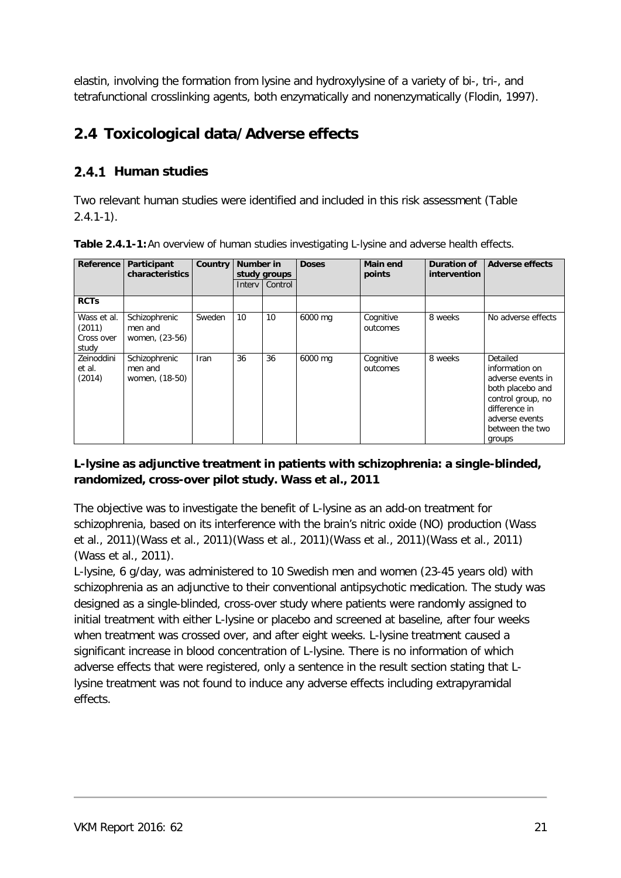elastin, involving the formation from lysine and hydroxylysine of a variety of bi-, tri-, and tetrafunctional crosslinking agents, both enzymatically and nonenzymatically (Flodin, 1997).

## 2.4 Toxicological data/Adverse effects

### 2.4.1 Human studies

Two relevant human studies were identified and included in this risk assessment (Table 2.4.1-1).

**Table 2.4.1-1:** An overview of human studies investigating L-lysine and adverse health effects.

| Reference | Participant characteristics | Country | Number in study groups | | Doses | Main end points | Duration of intervention | Adverse effects |
|---|---|---|---|---|---|---|---|---|
| | | | Interv | Control | | | | |
| **RCTs** | | | | | | | | |
| Wass et al. (2011) Cross over study | Schizophrenic men and women, (23-56) | Sweden | 10 | 10 | 6000 mg | Cognitive outcomes | 8 weeks | No adverse effects |
| Zeinoddini et al. (2014) | Schizophrenic men and women, (18-50) | Iran | 36 | 36 | 6000 mg | Cognitive outcomes | 8 weeks | Detailed information on adverse events in both placebo and control group, no difference in adverse events between the two groups |

**L-lysine as adjunctive treatment in patients with schizophrenia: a single-blinded, randomized, cross-over pilot study. Wass et al., 2011**

The objective was to investigate the benefit of L-lysine as an add-on treatment for schizophrenia, based on its interference with the brain's nitric oxide (NO) production (Wass et al., 2011)(Wass et al., 2011)(Wass et al., 2011)(Wass et al., 2011)(Wass et al., 2011)(Wass et al., 2011).

L-lysine, 6 g/day, was administered to 10 Swedish men and women (23-45 years old) with schizophrenia as an adjunctive to their conventional antipsychotic medication. The study was designed as a single-blinded, cross-over study where patients were randomly assigned to initial treatment with either L-lysine or placebo and screened at baseline, after four weeks when treatment was crossed over, and after eight weeks. L-lysine treatment caused a significant increase in blood concentration of L-lysine. There is no information of which adverse effects that were registered, only a sentence in the result section stating that L-lysine treatment was not found to induce any adverse effects including extrapyramidal effects.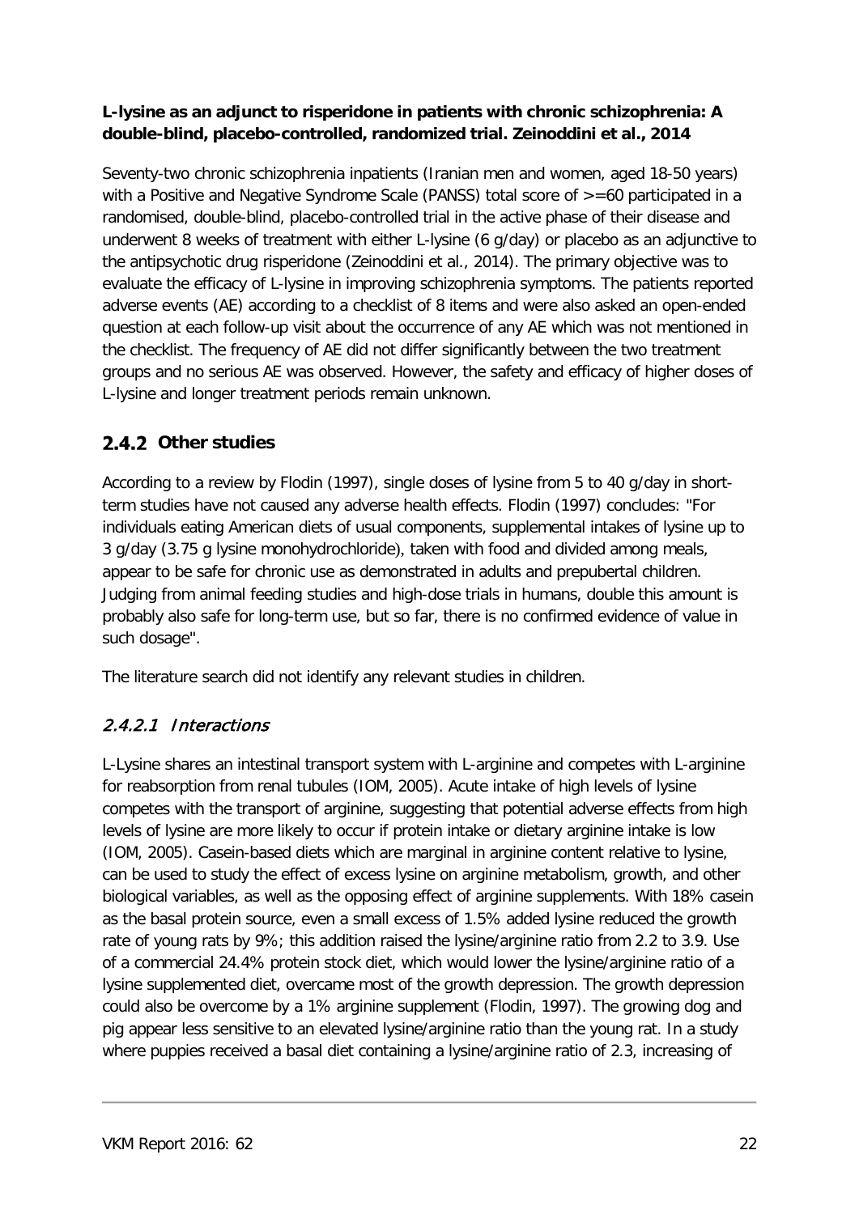**L-lysine as an adjunct to risperidone in patients with chronic schizophrenia: A double-blind, placebo-controlled, randomized trial. Zeinoddini et al., 2014**

Seventy-two chronic schizophrenia inpatients (Iranian men and women, aged 18-50 years) with a Positive and Negative Syndrome Scale (PANSS) total score of >=60 participated in a randomised, double-blind, placebo-controlled trial in the active phase of their disease and underwent 8 weeks of treatment with either L-lysine (6 g/day) or placebo as an adjunctive to the antipsychotic drug risperidone (Zeinoddini et al., 2014). The primary objective was to evaluate the efficacy of L-lysine in improving schizophrenia symptoms. The patients reported adverse events (AE) according to a checklist of 8 items and were also asked an open-ended question at each follow-up visit about the occurrence of any AE which was not mentioned in the checklist. The frequency of AE did not differ significantly between the two treatment groups and no serious AE was observed. However, the safety and efficacy of higher doses of L-lysine and longer treatment periods remain unknown.

### 2.4.2 Other studies

According to a review by Flodin (1997), single doses of lysine from 5 to 40 g/day in short-term studies have not caused any adverse health effects. Flodin (1997) concludes: "For individuals eating American diets of usual components, supplemental intakes of lysine up to 3 g/day (3.75 g lysine monohydrochloride), taken with food and divided among meals, appear to be safe for chronic use as demonstrated in adults and prepubertal children. Judging from animal feeding studies and high-dose trials in humans, double this amount is probably also safe for long-term use, but so far, there is no confirmed evidence of value in such dosage".

The literature search did not identify any relevant studies in children.

#### *2.4.2.1 Interactions*

L-Lysine shares an intestinal transport system with L-arginine and competes with L-arginine for reabsorption from renal tubules (IOM, 2005). Acute intake of high levels of lysine competes with the transport of arginine, suggesting that potential adverse effects from high levels of lysine are more likely to occur if protein intake or dietary arginine intake is low (IOM, 2005). Casein-based diets which are marginal in arginine content relative to lysine, can be used to study the effect of excess lysine on arginine metabolism, growth, and other biological variables, as well as the opposing effect of arginine supplements. With 18% casein as the basal protein source, even a small excess of 1.5% added lysine reduced the growth rate of young rats by 9%; this addition raised the lysine/arginine ratio from 2.2 to 3.9. Use of a commercial 24.4% protein stock diet, which would lower the lysine/arginine ratio of a lysine supplemented diet, overcame most of the growth depression. The growth depression could also be overcome by a 1% arginine supplement (Flodin, 1997). The growing dog and pig appear less sensitive to an elevated lysine/arginine ratio than the young rat. In a study where puppies received a basal diet containing a lysine/arginine ratio of 2.3, increasing of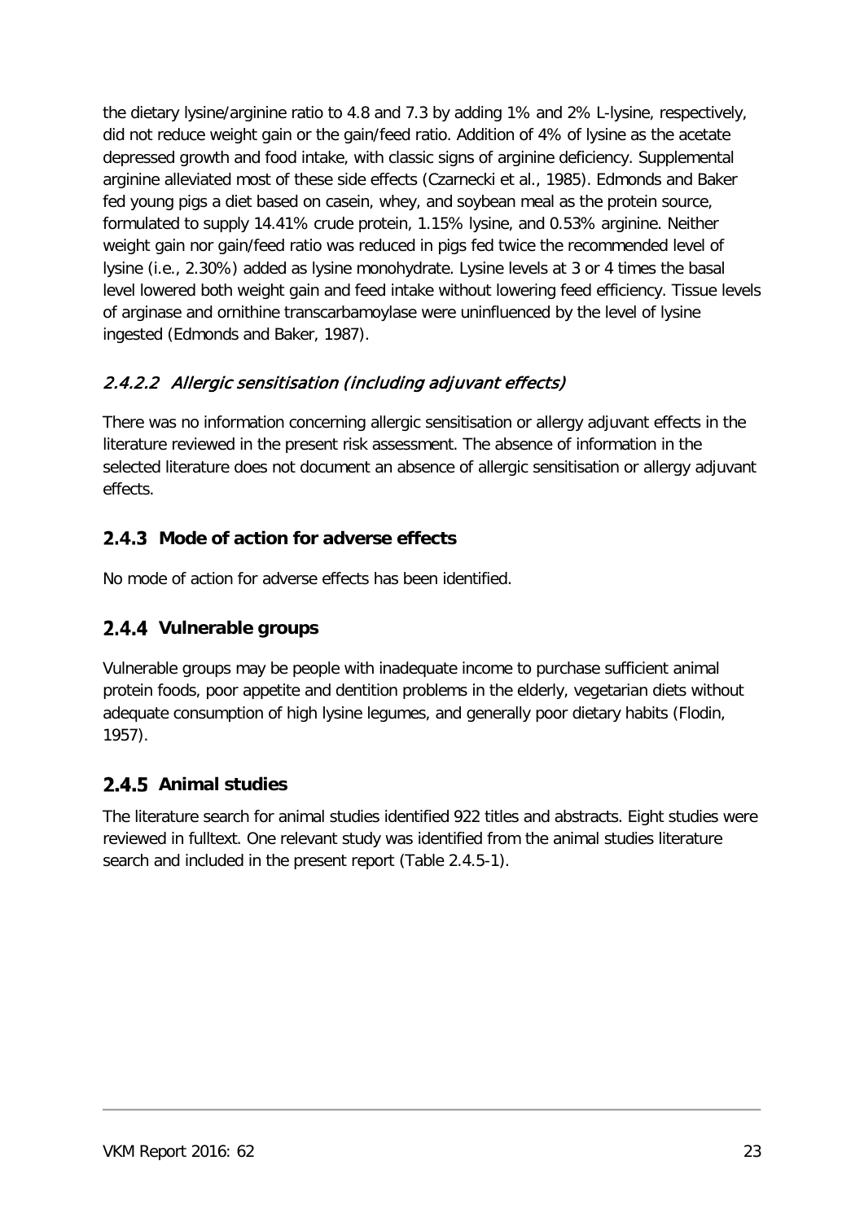the dietary lysine/arginine ratio to 4.8 and 7.3 by adding 1% and 2% L-lysine, respectively, did not reduce weight gain or the gain/feed ratio. Addition of 4% of lysine as the acetate depressed growth and food intake, with classic signs of arginine deficiency. Supplemental arginine alleviated most of these side effects (Czarnecki et al., 1985). Edmonds and Baker fed young pigs a diet based on casein, whey, and soybean meal as the protein source, formulated to supply 14.41% crude protein, 1.15% lysine, and 0.53% arginine. Neither weight gain nor gain/feed ratio was reduced in pigs fed twice the recommended level of lysine (i.e., 2.30%) added as lysine monohydrate. Lysine levels at 3 or 4 times the basal level lowered both weight gain and feed intake without lowering feed efficiency. Tissue levels of arginase and ornithine transcarbamoylase were uninfluenced by the level of lysine ingested (Edmonds and Baker, 1987).

#### *2.4.2.2 Allergic sensitisation (including adjuvant effects)*

There was no information concerning allergic sensitisation or allergy adjuvant effects in the literature reviewed in the present risk assessment. The absence of information in the selected literature does not document an absence of allergic sensitisation or allergy adjuvant effects.

### 2.4.3 Mode of action for adverse effects

No mode of action for adverse effects has been identified.

### 2.4.4 Vulnerable groups

Vulnerable groups may be people with inadequate income to purchase sufficient animal protein foods, poor appetite and dentition problems in the elderly, vegetarian diets without adequate consumption of high lysine legumes, and generally poor dietary habits (Flodin, 1957).

### 2.4.5 Animal studies

The literature search for animal studies identified 922 titles and abstracts. Eight studies were reviewed in fulltext. One relevant study was identified from the animal studies literature search and included in the present report (Table 2.4.5-1).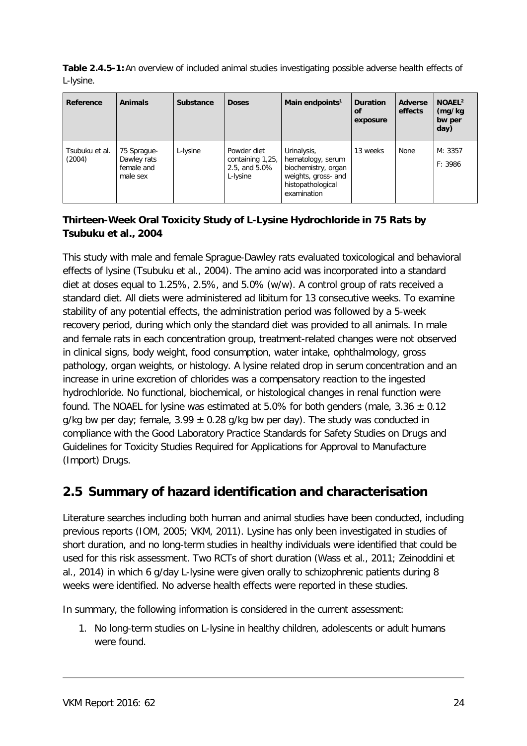**Table 2.4.5-1:** An overview of included animal studies investigating possible adverse health effects of L-lysine.

| Reference | Animals | Substance | Doses | Main endpoints[1] | Duration of exposure | Adverse effects | NOAEL[2] (mg/kg bw per day) |
|---|---|---|---|---|---|---|---|
| Tsubuku et al. (2004) | 75 Sprague-Dawley rats female and male sex | L-lysine | Powder diet containing 1,25, 2.5, and 5.0% L-lysine | Urinalysis, hematology, serum biochemistry, organ weights, gross- and histopathological examination | 13 weeks | None | M: 3357<br>F: 3986 |

**Thirteen-Week Oral Toxicity Study of L-Lysine Hydrochloride in 75 Rats by Tsubuku et al., 2004**

This study with male and female Sprague-Dawley rats evaluated toxicological and behavioral effects of lysine (Tsubuku et al., 2004). The amino acid was incorporated into a standard diet at doses equal to 1.25%, 2.5%, and 5.0% (w/w). A control group of rats received a standard diet. All diets were administered ad libitum for 13 consecutive weeks. To examine stability of any potential effects, the administration period was followed by a 5-week recovery period, during which only the standard diet was provided to all animals. In male and female rats in each concentration group, treatment-related changes were not observed in clinical signs, body weight, food consumption, water intake, ophthalmology, gross pathology, organ weights, or histology. A lysine related drop in serum concentration and an increase in urine excretion of chlorides was a compensatory reaction to the ingested hydrochloride. No functional, biochemical, or histological changes in renal function were found. The NOAEL for lysine was estimated at 5.0% for both genders (male, $3.36 \pm 0.12$ g/kg bw per day; female, $3.99 \pm 0.28$ g/kg bw per day). The study was conducted in compliance with the Good Laboratory Practice Standards for Safety Studies on Drugs and Guidelines for Toxicity Studies Required for Applications for Approval to Manufacture (Import) Drugs.

## 2.5 Summary of hazard identification and characterisation

Literature searches including both human and animal studies have been conducted, including previous reports (IOM, 2005; VKM, 2011). Lysine has only been investigated in studies of short duration, and no long-term studies in healthy individuals were identified that could be used for this risk assessment. Two RCTs of short duration (Wass et al., 2011; Zeinoddini et al., 2014) in which 6 g/day L-lysine were given orally to schizophrenic patients during 8 weeks were identified. No adverse health effects were reported in these studies.

In summary, the following information is considered in the current assessment:

1. No long-term studies on L-lysine in healthy children, adolescents or adult humans were found.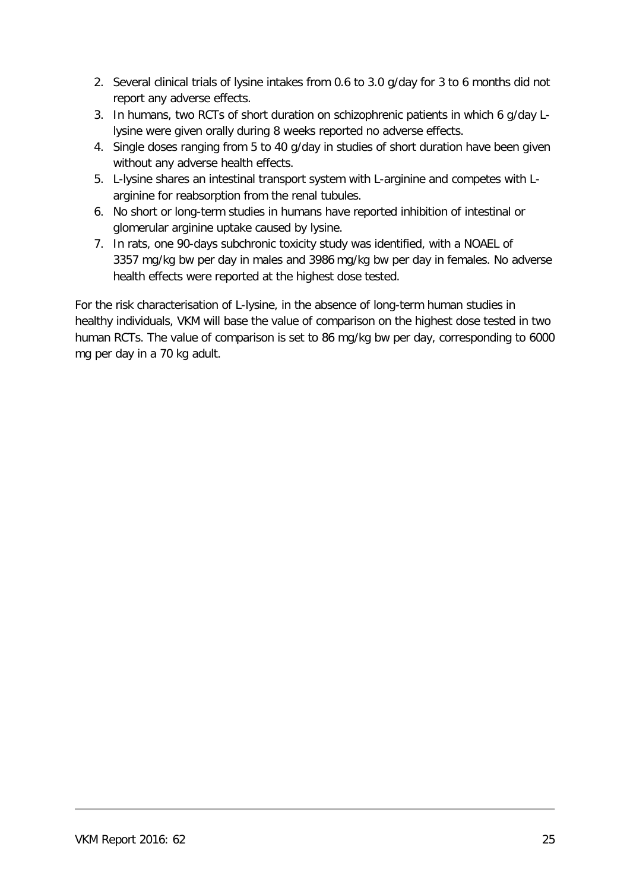2. Several clinical trials of lysine intakes from 0.6 to 3.0 g/day for 3 to 6 months did not report any adverse effects.
3. In humans, two RCTs of short duration on schizophrenic patients in which 6 g/day L-lysine were given orally during 8 weeks reported no adverse effects.
4. Single doses ranging from 5 to 40 g/day in studies of short duration have been given without any adverse health effects.
5. L-lysine shares an intestinal transport system with L-arginine and competes with L-arginine for reabsorption from the renal tubules.
6. No short or long-term studies in humans have reported inhibition of intestinal or glomerular arginine uptake caused by lysine.
7. In rats, one 90-days subchronic toxicity study was identified, with a NOAEL of 3357 mg/kg bw per day in males and 3986 mg/kg bw per day in females. No adverse health effects were reported at the highest dose tested.

For the risk characterisation of L-lysine, in the absence of long-term human studies in healthy individuals, VKM will base the value of comparison on the highest dose tested in two human RCTs. The value of comparison is set to 86 mg/kg bw per day, corresponding to 6000 mg per day in a 70 kg adult.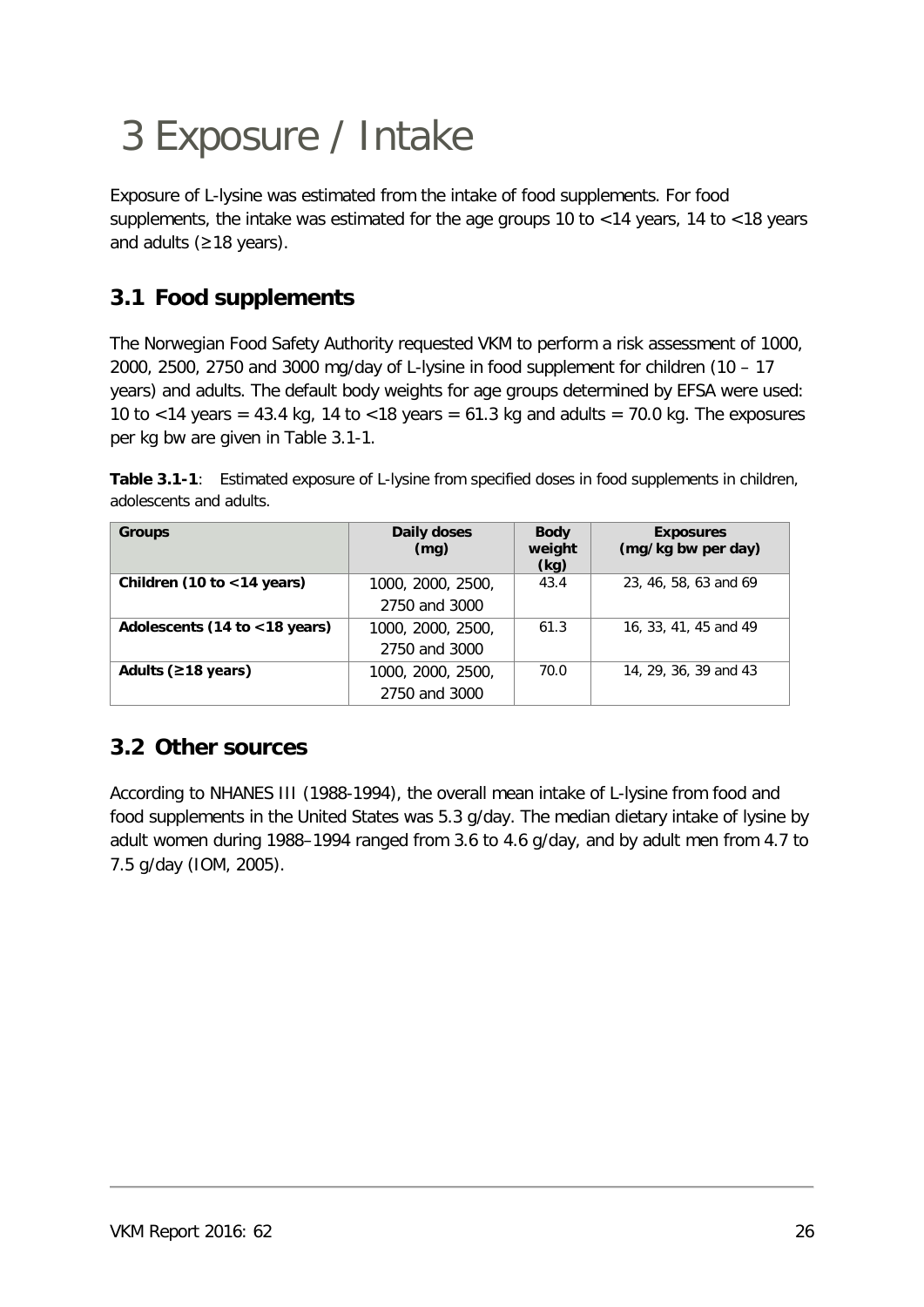# 3 Exposure / Intake

Exposure of L-lysine was estimated from the intake of food supplements. For food supplements, the intake was estimated for the age groups 10 to <14 years, 14 to <18 years and adults (≥18 years).

## 3.1 Food supplements

The Norwegian Food Safety Authority requested VKM to perform a risk assessment of 1000, 2000, 2500, 2750 and 3000 mg/day of L-lysine in food supplement for children (10 – 17 years) and adults. The default body weights for age groups determined by EFSA were used: 10 to <14 years = 43.4 kg, 14 to <18 years = 61.3 kg and adults = 70.0 kg. The exposures per kg bw are given in Table 3.1-1.

**Table 3.1-1**: Estimated exposure of L-lysine from specified doses in food supplements in children, adolescents and adults.

| Groups | Daily doses (mg) | Body weight (kg) | Exposures (mg/kg bw per day) |
|---|---|---|---|
| **Children (10 to <14 years)** | 1000, 2000, 2500, 2750 and 3000 | 43.4 | 23, 46, 58, 63 and 69 |
| **Adolescents (14 to <18 years)** | 1000, 2000, 2500, 2750 and 3000 | 61.3 | 16, 33, 41, 45 and 49 |
| **Adults (≥18 years)** | 1000, 2000, 2500, 2750 and 3000 | 70.0 | 14, 29, 36, 39 and 43 |

## 3.2 Other sources

According to NHANES III (1988-1994), the overall mean intake of L-lysine from food and food supplements in the United States was 5.3 g/day. The median dietary intake of lysine by adult women during 1988–1994 ranged from 3.6 to 4.6 g/day, and by adult men from 4.7 to 7.5 g/day (IOM, 2005).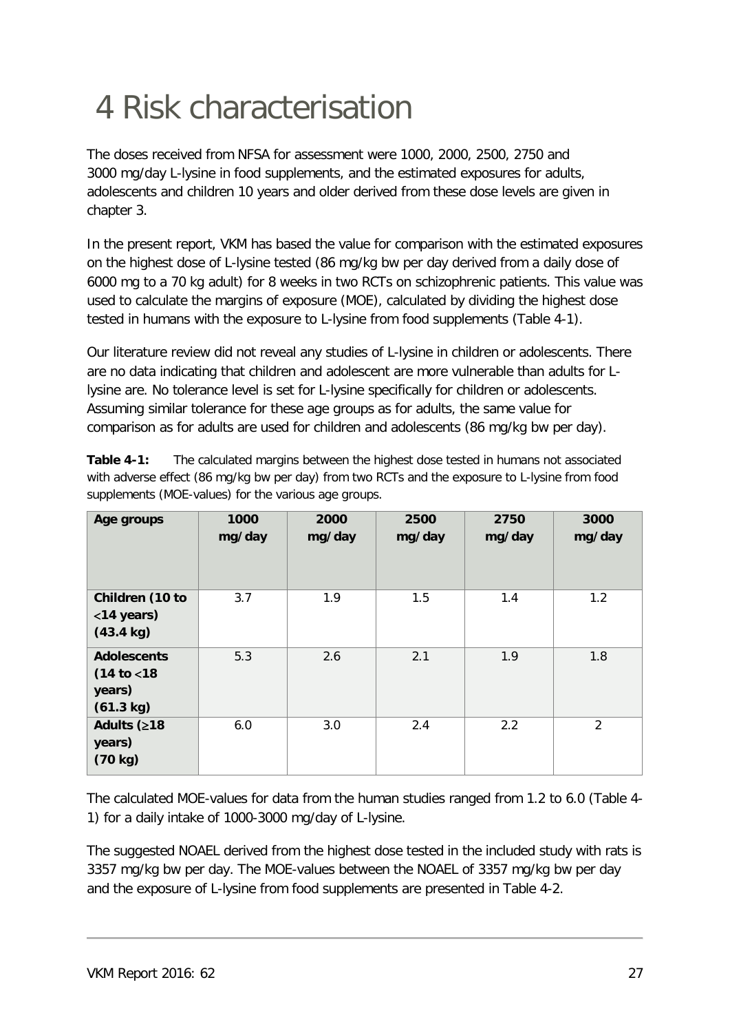# 4 Risk characterisation

The doses received from NFSA for assessment were 1000, 2000, 2500, 2750 and 3000 mg/day L-lysine in food supplements, and the estimated exposures for adults, adolescents and children 10 years and older derived from these dose levels are given in chapter 3.

In the present report, VKM has based the value for comparison with the estimated exposures on the highest dose of L-lysine tested (86 mg/kg bw per day derived from a daily dose of 6000 mg to a 70 kg adult) for 8 weeks in two RCTs on schizophrenic patients. This value was used to calculate the margins of exposure (MOE), calculated by dividing the highest dose tested in humans with the exposure to L-lysine from food supplements (Table 4-1).

Our literature review did not reveal any studies of L-lysine in children or adolescents. There are no data indicating that children and adolescent are more vulnerable than adults for L-lysine are. No tolerance level is set for L-lysine specifically for children or adolescents. Assuming similar tolerance for these age groups as for adults, the same value for comparison as for adults are used for children and adolescents (86 mg/kg bw per day).

**Table 4-1:** The calculated margins between the highest dose tested in humans not associated with adverse effect (86 mg/kg bw per day) from two RCTs and the exposure to L-lysine from food supplements (MOE-values) for the various age groups.

| Age groups | 1000 mg/day | 2000 mg/day | 2500 mg/day | 2750 mg/day | 3000 mg/day |
|---|---|---|---|---|---|
| **Children (10 to <14 years) (43.4 kg)** | 3.7 | 1.9 | 1.5 | 1.4 | 1.2 |
| **Adolescents (14 to <18 years) (61.3 kg)** | 5.3 | 2.6 | 2.1 | 1.9 | 1.8 |
| **Adults (≥18 years) (70 kg)** | 6.0 | 3.0 | 2.4 | 2.2 | 2 |

The calculated MOE-values for data from the human studies ranged from 1.2 to 6.0 (Table 4-1) for a daily intake of 1000-3000 mg/day of L-lysine.

The suggested NOAEL derived from the highest dose tested in the included study with rats is 3357 mg/kg bw per day. The MOE-values between the NOAEL of 3357 mg/kg bw per day and the exposure of L-lysine from food supplements are presented in Table 4-2.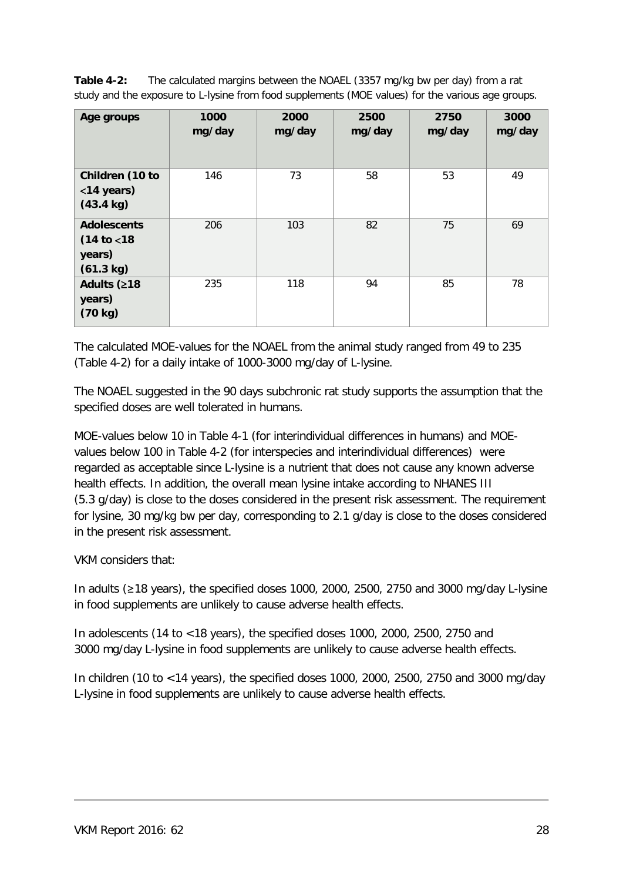**Table 4-2:** The calculated margins between the NOAEL (3357 mg/kg bw per day) from a rat study and the exposure to L-lysine from food supplements (MOE values) for the various age groups.

| Age groups | 1000 mg/day | 2000 mg/day | 2500 mg/day | 2750 mg/day | 3000 mg/day |
|---|---|---|---|---|---|
| **Children (10 to <14 years) (43.4 kg)** | 146 | 73 | 58 | 53 | 49 |
| **Adolescents (14 to <18 years) (61.3 kg)** | 206 | 103 | 82 | 75 | 69 |
| **Adults (≥18 years) (70 kg)** | 235 | 118 | 94 | 85 | 78 |

The calculated MOE-values for the NOAEL from the animal study ranged from 49 to 235 (Table 4-2) for a daily intake of 1000-3000 mg/day of L-lysine.

The NOAEL suggested in the 90 days subchronic rat study supports the assumption that the specified doses are well tolerated in humans.

MOE-values below 10 in Table 4-1 (for interindividual differences in humans) and MOE-values below 100 in Table 4-2 (for interspecies and interindividual differences) were regarded as acceptable since L-lysine is a nutrient that does not cause any known adverse health effects. In addition, the overall mean lysine intake according to NHANES III (5.3 g/day) is close to the doses considered in the present risk assessment. The requirement for lysine, 30 mg/kg bw per day, corresponding to 2.1 g/day is close to the doses considered in the present risk assessment.

VKM considers that:

In adults (≥18 years), the specified doses 1000, 2000, 2500, 2750 and 3000 mg/day L-lysine in food supplements are unlikely to cause adverse health effects.

In adolescents (14 to <18 years), the specified doses 1000, 2000, 2500, 2750 and 3000 mg/day L-lysine in food supplements are unlikely to cause adverse health effects.

In children (10 to <14 years), the specified doses 1000, 2000, 2500, 2750 and 3000 mg/day L-lysine in food supplements are unlikely to cause adverse health effects.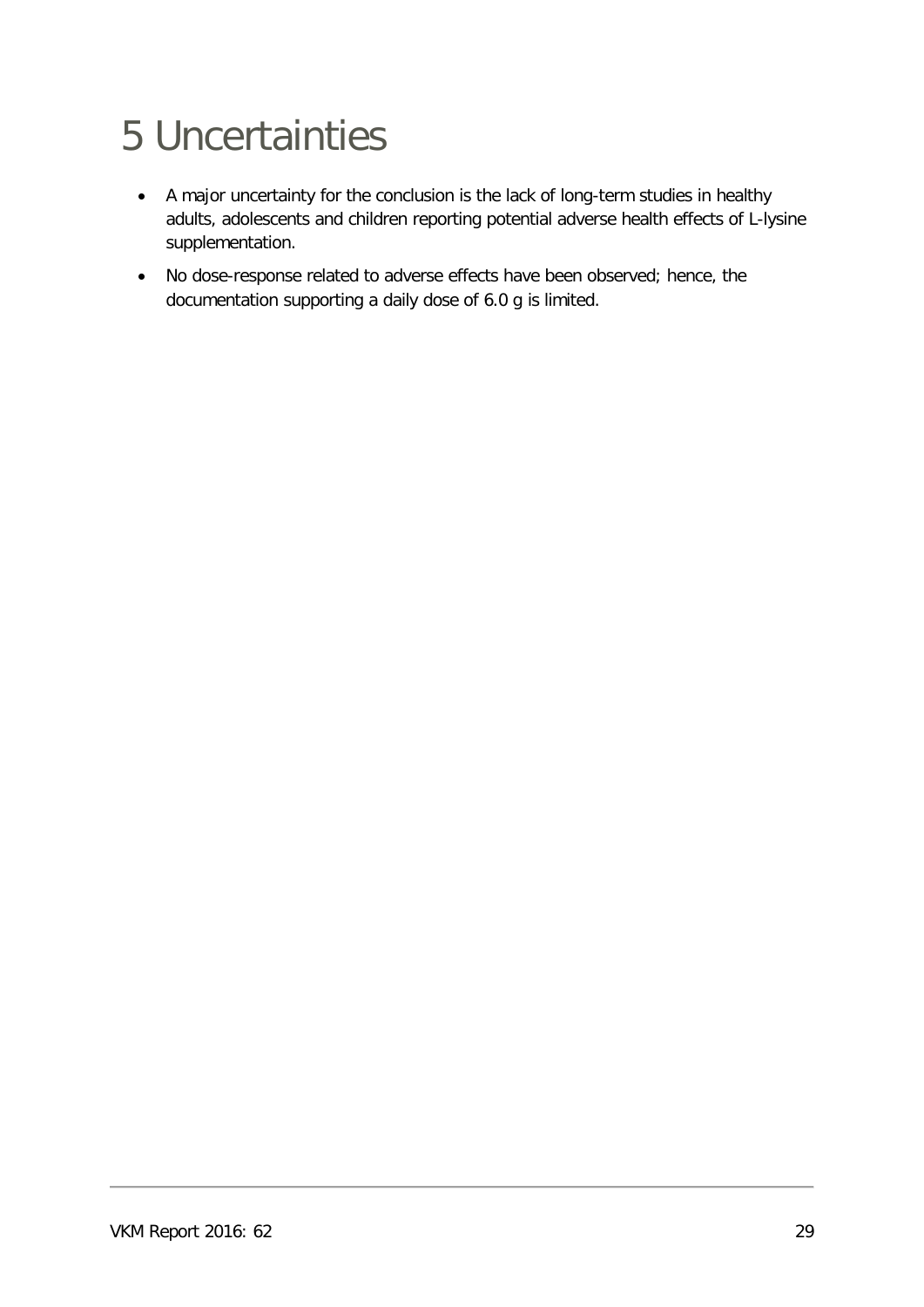# 5 Uncertainties

- A major uncertainty for the conclusion is the lack of long-term studies in healthy adults, adolescents and children reporting potential adverse health effects of L-lysine supplementation.
- No dose-response related to adverse effects have been observed; hence, the documentation supporting a daily dose of 6.0 g is limited.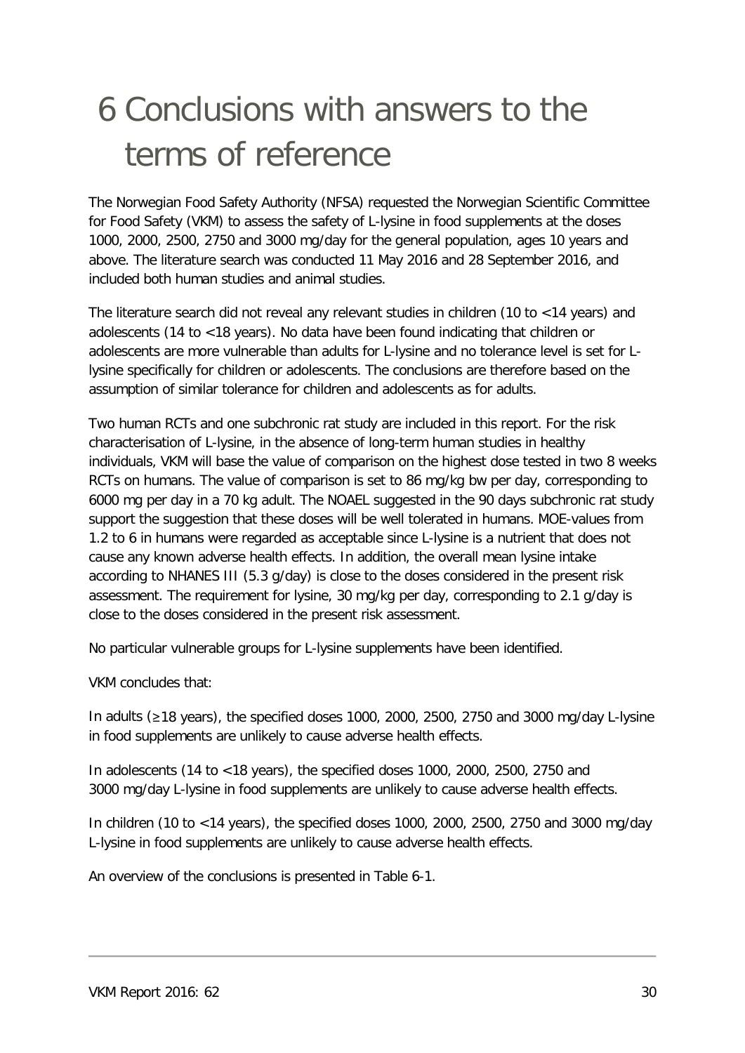# 6 Conclusions with answers to the terms of reference

The Norwegian Food Safety Authority (NFSA) requested the Norwegian Scientific Committee for Food Safety (VKM) to assess the safety of L-lysine in food supplements at the doses 1000, 2000, 2500, 2750 and 3000 mg/day for the general population, ages 10 years and above. The literature search was conducted 11 May 2016 and 28 September 2016, and included both human studies and animal studies.

The literature search did not reveal any relevant studies in children (10 to <14 years) and adolescents (14 to <18 years). No data have been found indicating that children or adolescents are more vulnerable than adults for L-lysine and no tolerance level is set for L-lysine specifically for children or adolescents. The conclusions are therefore based on the assumption of similar tolerance for children and adolescents as for adults.

Two human RCTs and one subchronic rat study are included in this report. For the risk characterisation of L-lysine, in the absence of long-term human studies in healthy individuals, VKM will base the value of comparison on the highest dose tested in two 8 weeks RCTs on humans. The value of comparison is set to 86 mg/kg bw per day, corresponding to 6000 mg per day in a 70 kg adult. The NOAEL suggested in the 90 days subchronic rat study support the suggestion that these doses will be well tolerated in humans. MOE-values from 1.2 to 6 in humans were regarded as acceptable since L-lysine is a nutrient that does not cause any known adverse health effects. In addition, the overall mean lysine intake according to NHANES III (5.3 g/day) is close to the doses considered in the present risk assessment. The requirement for lysine, 30 mg/kg per day, corresponding to 2.1 g/day is close to the doses considered in the present risk assessment.

No particular vulnerable groups for L-lysine supplements have been identified.

VKM concludes that:

In adults (≥18 years), the specified doses 1000, 2000, 2500, 2750 and 3000 mg/day L-lysine in food supplements are unlikely to cause adverse health effects.

In adolescents (14 to <18 years), the specified doses 1000, 2000, 2500, 2750 and 3000 mg/day L-lysine in food supplements are unlikely to cause adverse health effects.

In children (10 to <14 years), the specified doses 1000, 2000, 2500, 2750 and 3000 mg/day L-lysine in food supplements are unlikely to cause adverse health effects.

An overview of the conclusions is presented in Table 6-1.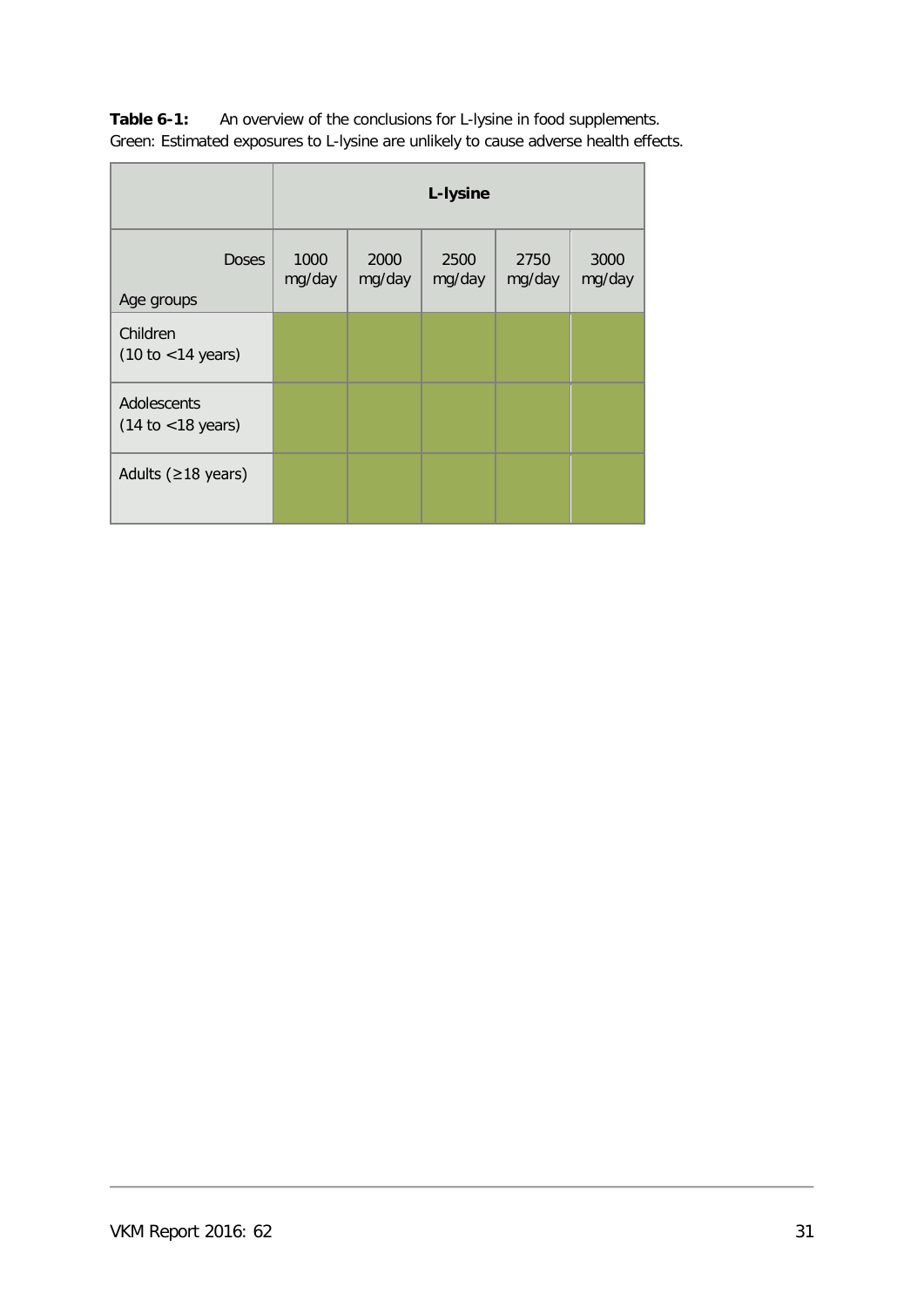**Table 6-1:** An overview of the conclusions for L-lysine in food supplements.
Green: Estimated exposures to L-lysine are unlikely to cause adverse health effects.

| | L-lysine | | | | |
|---|---|---|---|---|---|
| Doses / Age groups | 1000 mg/day | 2000 mg/day | 2500 mg/day | 2750 mg/day | 3000 mg/day |
| Children (10 to <14 years) | Green | Green | Green | Green | Green |
| Adolescents (14 to <18 years) | Green | Green | Green | Green | Green |
| Adults (≥18 years) | Green | Green | Green | Green | Green |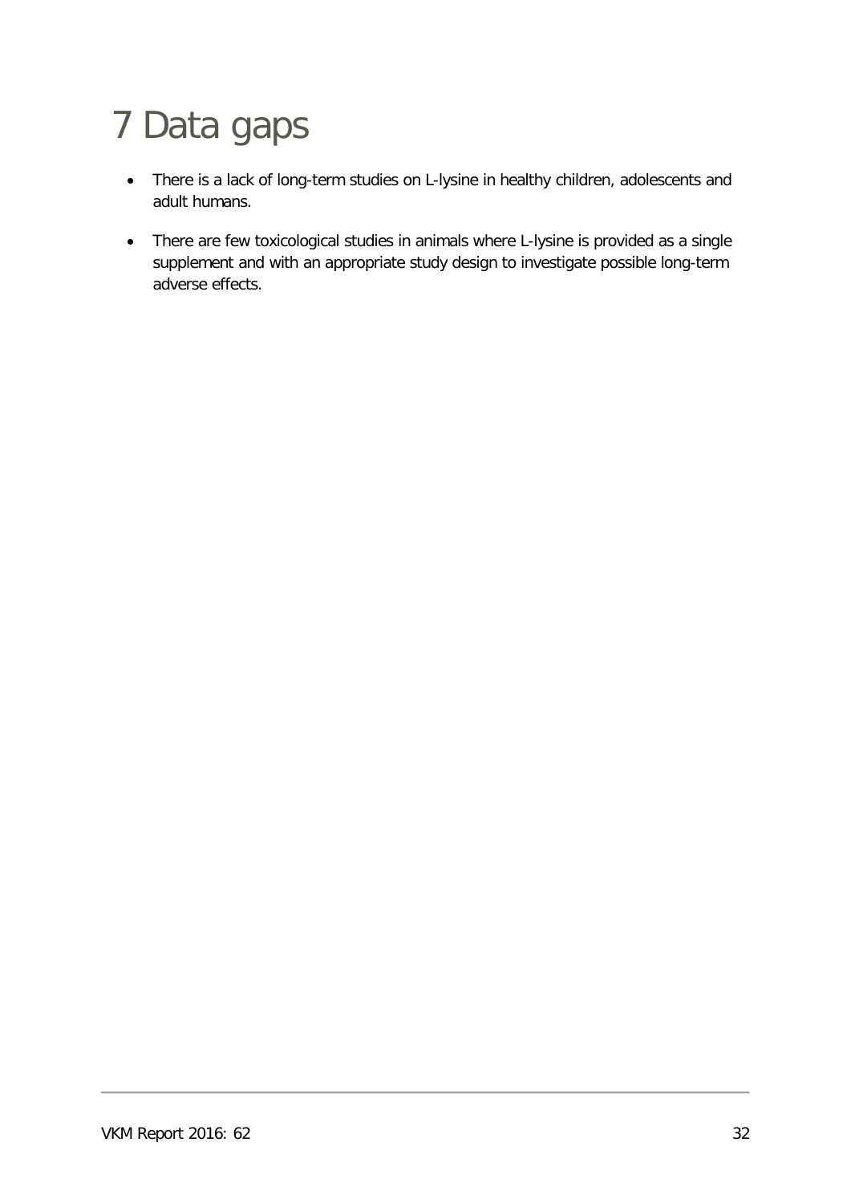# 7 Data gaps

- There is a lack of long-term studies on L-lysine in healthy children, adolescents and adult humans.
- There are few toxicological studies in animals where L-lysine is provided as a single supplement and with an appropriate study design to investigate possible long-term adverse effects.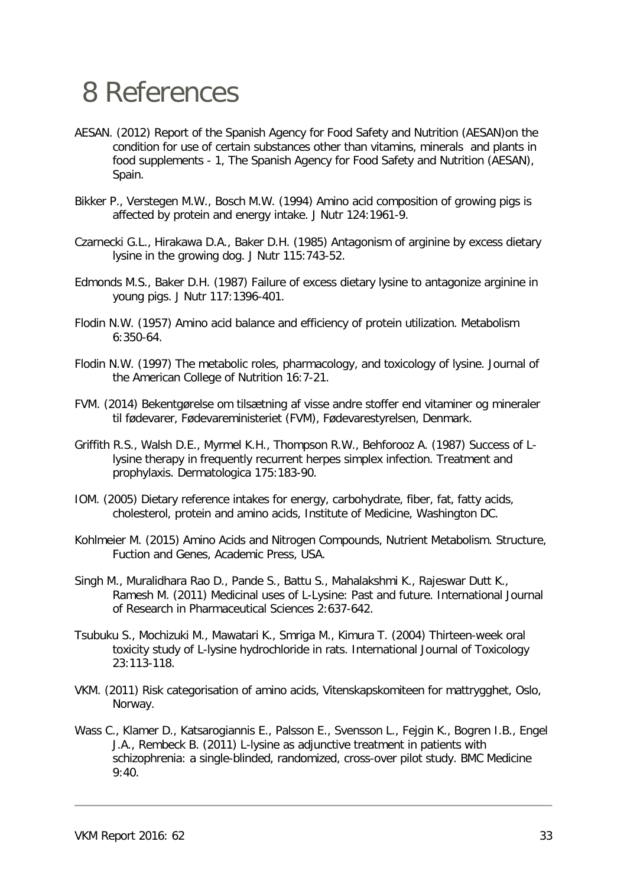# 8 References

AESAN. (2012) Report of the Spanish Agency for Food Safety and Nutrition (AESAN)on the condition for use of certain substances other than vitamins, minerals and plants in food supplements - 1, The Spanish Agency for Food Safety and Nutrition (AESAN), Spain.

Bikker P., Verstegen M.W., Bosch M.W. (1994) Amino acid composition of growing pigs is affected by protein and energy intake. J Nutr 124:1961-9.

Czarnecki G.L., Hirakawa D.A., Baker D.H. (1985) Antagonism of arginine by excess dietary lysine in the growing dog. J Nutr 115:743-52.

Edmonds M.S., Baker D.H. (1987) Failure of excess dietary lysine to antagonize arginine in young pigs. J Nutr 117:1396-401.

Flodin N.W. (1957) Amino acid balance and efficiency of protein utilization. Metabolism 6:350-64.

Flodin N.W. (1997) The metabolic roles, pharmacology, and toxicology of lysine. Journal of the American College of Nutrition 16:7-21.

FVM. (2014) Bekentgørelse om tilsætning af visse andre stoffer end vitaminer og mineraler til fødevarer, Fødevareministeriet (FVM), Fødevarestyrelsen, Denmark.

Griffith R.S., Walsh D.E., Myrmel K.H., Thompson R.W., Behforooz A. (1987) Success of L-lysine therapy in frequently recurrent herpes simplex infection. Treatment and prophylaxis. Dermatologica 175:183-90.

IOM. (2005) Dietary reference intakes for energy, carbohydrate, fiber, fat, fatty acids, cholesterol, protein and amino acids, Institute of Medicine, Washington DC.

Kohlmeier M. (2015) Amino Acids and Nitrogen Compounds, Nutrient Metabolism. Structure, Fuction and Genes, Academic Press, USA.

Singh M., Muralidhara Rao D., Pande S., Battu S., Mahalakshmi K., Rajeswar Dutt K., Ramesh M. (2011) Medicinal uses of L-Lysine: Past and future. International Journal of Research in Pharmaceutical Sciences 2:637-642.

Tsubuku S., Mochizuki M., Mawatari K., Smriga M., Kimura T. (2004) Thirteen-week oral toxicity study of L-lysine hydrochloride in rats. International Journal of Toxicology 23:113-118.

VKM. (2011) Risk categorisation of amino acids, Vitenskapskomiteen for mattrygghet, Oslo, Norway.

Wass C., Klamer D., Katsarogiannis E., Palsson E., Svensson L., Fejgin K., Bogren I.B., Engel J.A., Rembeck B. (2011) L-lysine as adjunctive treatment in patients with schizophrenia: a single-blinded, randomized, cross-over pilot study. BMC Medicine 9:40.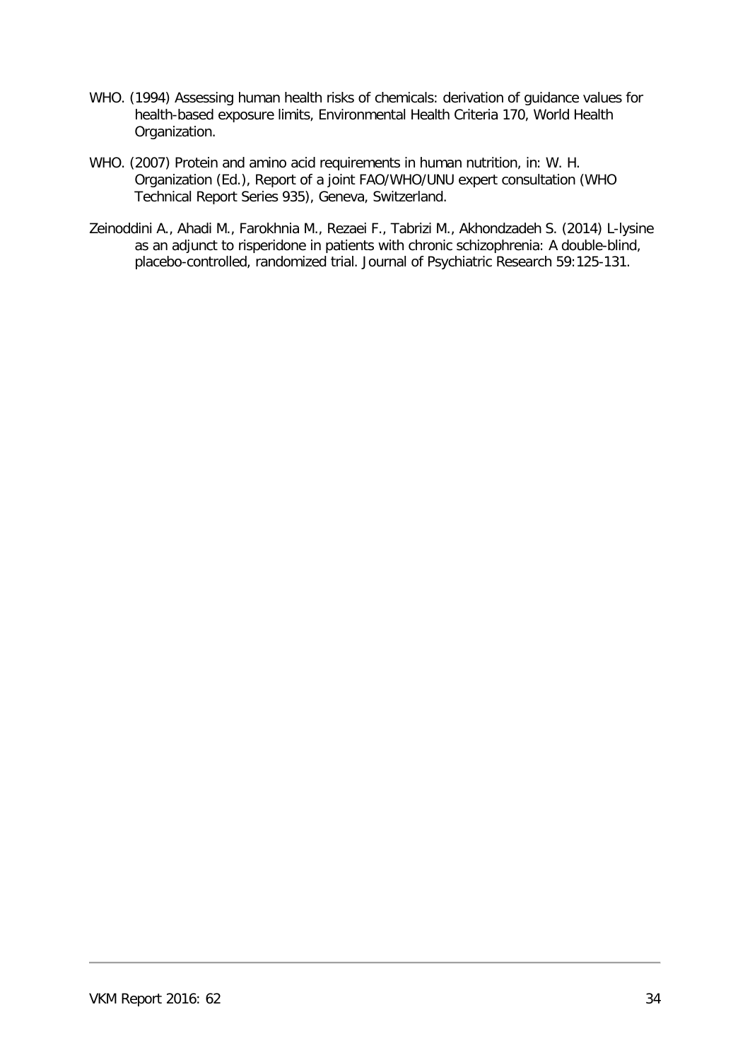WHO. (1994) Assessing human health risks of chemicals: derivation of guidance values for health-based exposure limits, Environmental Health Criteria 170, World Health Organization.

WHO. (2007) Protein and amino acid requirements in human nutrition, in: W. H. Organization (Ed.), Report of a joint FAO/WHO/UNU expert consultation (WHO Technical Report Series 935), Geneva, Switzerland.

Zeinoddini A., Ahadi M., Farokhnia M., Rezaei F., Tabrizi M., Akhondzadeh S. (2014) L-lysine as an adjunct to risperidone in patients with chronic schizophrenia: A double-blind, placebo-controlled, randomized trial. Journal of Psychiatric Research 59:125-131.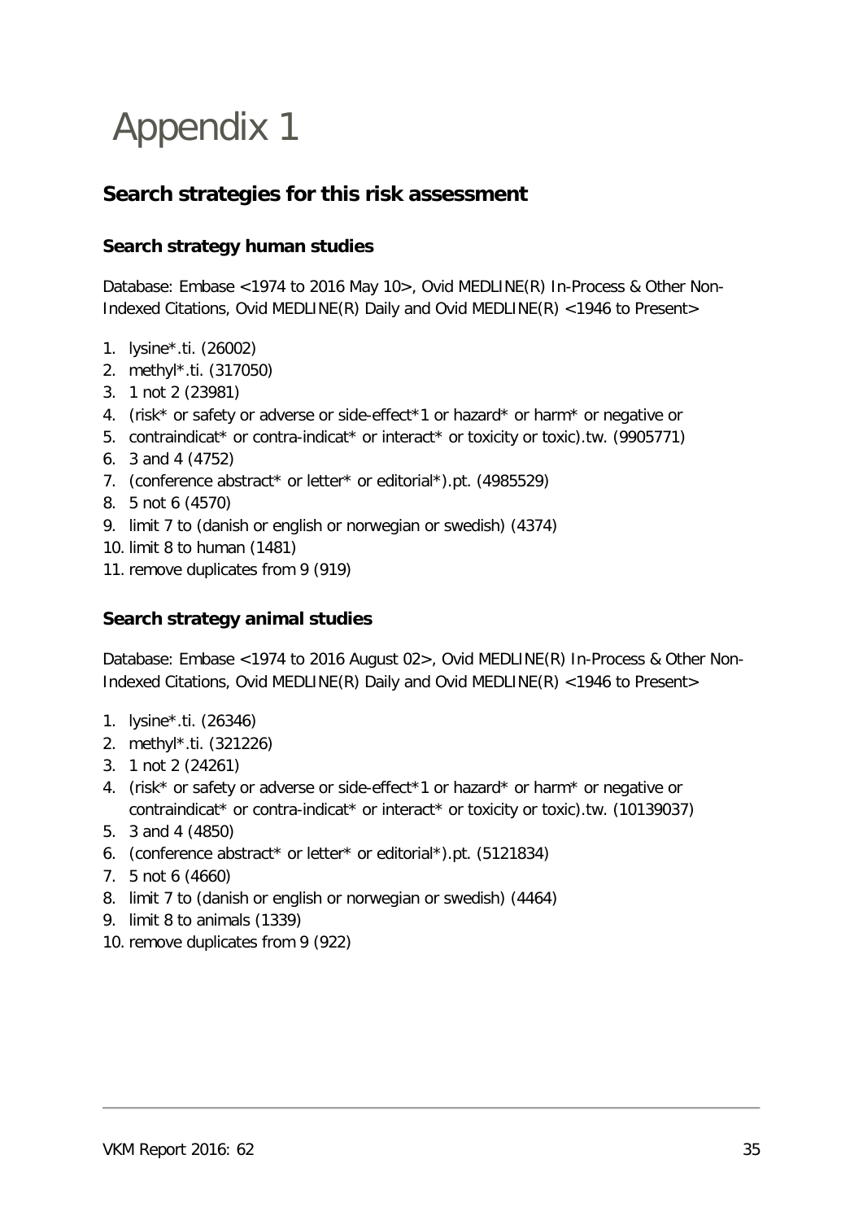# Appendix 1

## Search strategies for this risk assessment

### Search strategy human studies

Database: Embase <1974 to 2016 May 10>, Ovid MEDLINE(R) In-Process & Other Non-Indexed Citations, Ovid MEDLINE(R) Daily and Ovid MEDLINE(R) <1946 to Present>

1. lysine*.ti. (26002)
2. methyl*.ti. (317050)
3. 1 not 2 (23981)
4. (risk* or safety or adverse or side-effect*1 or hazard* or harm* or negative or
5. contraindicat* or contra-indicat* or interact* or toxicity or toxic).tw. (9905771)
6. 3 and 4 (4752)
7. (conference abstract* or letter* or editorial*).pt. (4985529)
8. 5 not 6 (4570)
9. limit 7 to (danish or english or norwegian or swedish) (4374)
10. limit 8 to human (1481)
11. remove duplicates from 9 (919)

### Search strategy animal studies

Database: Embase <1974 to 2016 August 02>, Ovid MEDLINE(R) In-Process & Other Non-Indexed Citations, Ovid MEDLINE(R) Daily and Ovid MEDLINE(R) <1946 to Present>

1. lysine*.ti. (26346)
2. methyl*.ti. (321226)
3. 1 not 2 (24261)
4. (risk* or safety or adverse or side-effect*1 or hazard* or harm* or negative or contraindicat* or contra-indicat* or interact* or toxicity or toxic).tw. (10139037)
5. 3 and 4 (4850)
6. (conference abstract* or letter* or editorial*).pt. (5121834)
7. 5 not 6 (4660)
8. limit 7 to (danish or english or norwegian or swedish) (4464)
9. limit 8 to animals (1339)
10. remove duplicates from 9 (922)